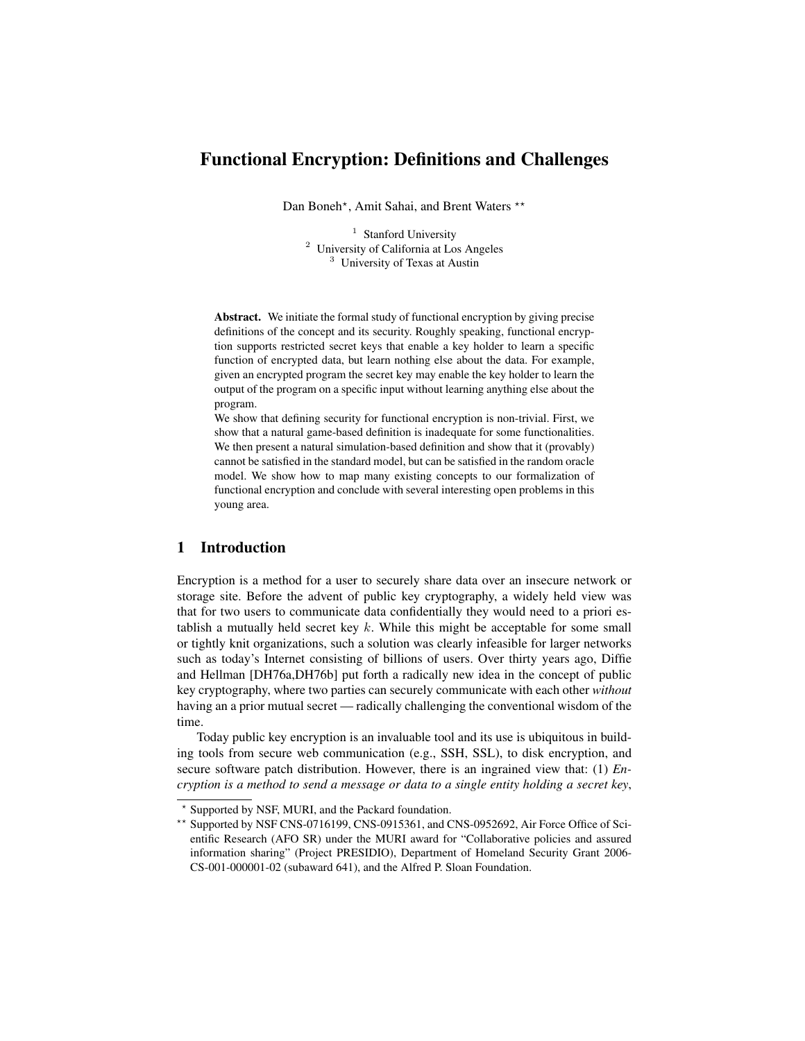# Functional Encryption: Definitions and Challenges

Dan Boneh*, Amit Sahai, and Brent Waters **

[1] Stanford University
[2] University of California at Los Angeles
[3] University of Texas at Austin

**Abstract.** We initiate the formal study of functional encryption by giving precise definitions of the concept and its security. Roughly speaking, functional encryption supports restricted secret keys that enable a key holder to learn a specific function of encrypted data, but learn nothing else about the data. For example, given an encrypted program the secret key may enable the key holder to learn the output of the program on a specific input without learning anything else about the program.

We show that defining security for functional encryption is non-trivial. First, we show that a natural game-based definition is inadequate for some functionalities. We then present a natural simulation-based definition and show that it (provably) cannot be satisfied in the standard model, but can be satisfied in the random oracle model. We show how to map many existing concepts to our formalization of functional encryption and conclude with several interesting open problems in this young area.

## 1 Introduction

Encryption is a method for a user to securely share data over an insecure network or storage site. Before the advent of public key cryptography, a widely held view was that for two users to communicate data confidentially they would need to a priori establish a mutually held secret key $k$. While this might be acceptable for some small or tightly knit organizations, such a solution was clearly infeasible for larger networks such as today's Internet consisting of billions of users. Over thirty years ago, Diffie and Hellman [DH76a,DH76b] put forth a radically new idea in the concept of public key cryptography, where two parties can securely communicate with each other *without* having an prior mutual secret — radically challenging the conventional wisdom of the time.

Today public key encryption is an invaluable tool and its use is ubiquitous in building tools from secure web communication (e.g., SSH, SSL), to disk encryption, and secure software patch distribution. However, there is an ingrained view that: (1) *Encryption is a method to send a message or data to a single entity holding a secret key*,

---

* Supported by NSF, MURI, and the Packard foundation.

** Supported by NSF CNS-0716199, CNS-0915361, and CNS-0952692, Air Force Office of Scientific Research (AFO SR) under the MURI award for "Collaborative policies and assured information sharing" (Project PRESIDIO), Department of Homeland Security Grant 2006-CS-001-000001-02 (subaward 641), and the Alfred P. Sloan Foundation.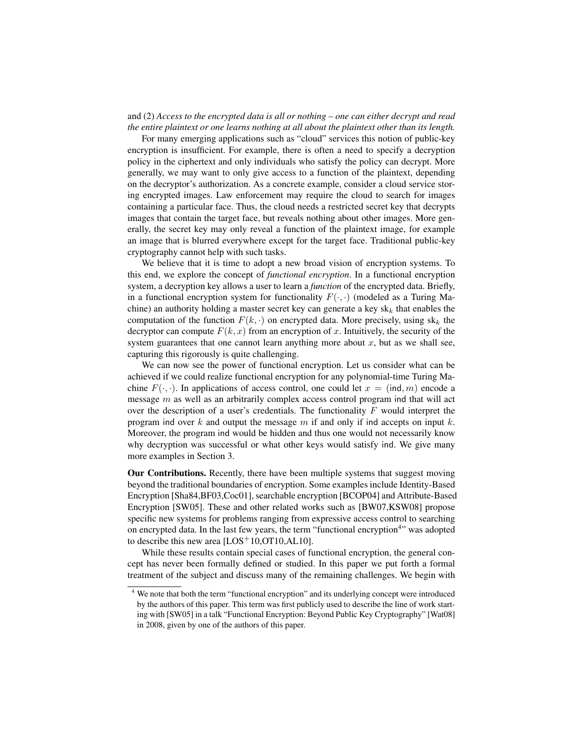and (2) *Access to the encrypted data is all or nothing – one can either decrypt and read the entire plaintext or one learns nothing at all about the plaintext other than its length.*

For many emerging applications such as "cloud" services this notion of public-key encryption is insufficient. For example, there is often a need to specify a decryption policy in the ciphertext and only individuals who satisfy the policy can decrypt. More generally, we may want to only give access to a function of the plaintext, depending on the decryptor's authorization. As a concrete example, consider a cloud service storing encrypted images. Law enforcement may require the cloud to search for images containing a particular face. Thus, the cloud needs a restricted secret key that decrypts images that contain the target face, but reveals nothing about other images. More generally, the secret key may only reveal a function of the plaintext image, for example an image that is blurred everywhere except for the target face. Traditional public-key cryptography cannot help with such tasks.

We believe that it is time to adopt a new broad vision of encryption systems. To this end, we explore the concept of *functional encryption*. In a functional encryption system, a decryption key allows a user to learn a *function* of the encrypted data. Briefly, in a functional encryption system for functionality $F(\cdot,\cdot)$ (modeled as a Turing Machine) an authority holding a master secret key can generate a key $\mathsf{sk}_k$ that enables the computation of the function $F(k,\cdot)$ on encrypted data. More precisely, using $\mathsf{sk}_k$ the decryptor can compute $F(k,x)$ from an encryption of $x$. Intuitively, the security of the system guarantees that one cannot learn anything more about $x$, but as we shall see, capturing this rigorously is quite challenging.

We can now see the power of functional encryption. Let us consider what can be achieved if we could realize functional encryption for any polynomial-time Turing Machine $F(\cdot,\cdot)$. In applications of access control, one could let $x = (\mathsf{ind}, m)$ encode a message $m$ as well as an arbitrarily complex access control program $\mathsf{ind}$ that will act over the description of a user's credentials. The functionality $F$ would interpret the program $\mathsf{ind}$ over $k$ and output the message $m$ if and only if $\mathsf{ind}$ accepts on input $k$. Moreover, the program $\mathsf{ind}$ would be hidden and thus one would not necessarily know why decryption was successful or what other keys would satisfy $\mathsf{ind}$. We give many more examples in Section 3.

**Our Contributions.** Recently, there have been multiple systems that suggest moving beyond the traditional boundaries of encryption. Some examples include Identity-Based Encryption [Sha84,BF03,Coc01], searchable encryption [BCOP04] and Attribute-Based Encryption [SW05]. These and other related works such as [BW07,KSW08] propose specific new systems for problems ranging from expressive access control to searching on encrypted data. In the last few years, the term "functional encryption[4]" was adopted to describe this new area [LOS+10,OT10,AL10].

While these results contain special cases of functional encryption, the general concept has never been formally defined or studied. In this paper we put forth a formal treatment of the subject and discuss many of the remaining challenges. We begin with

[4] We note that both the term "functional encryption" and its underlying concept were introduced by the authors of this paper. This term was first publicly used to describe the line of work starting with [SW05] in a talk "Functional Encryption: Beyond Public Key Cryptography" [Wat08] in 2008, given by one of the authors of this paper.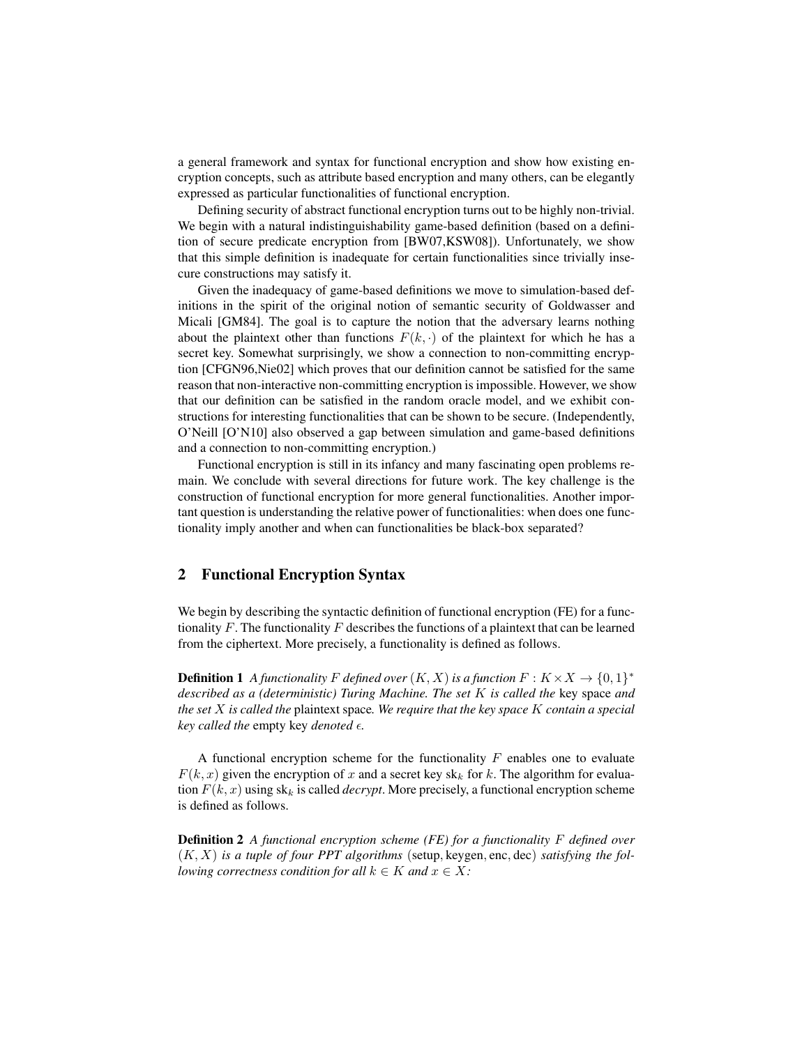a general framework and syntax for functional encryption and show how existing encryption concepts, such as attribute based encryption and many others, can be elegantly expressed as particular functionalities of functional encryption.

Defining security of abstract functional encryption turns out to be highly non-trivial. We begin with a natural indistinguishability game-based definition (based on a definition of secure predicate encryption from [BW07,KSW08]). Unfortunately, we show that this simple definition is inadequate for certain functionalities since trivially insecure constructions may satisfy it.

Given the inadequacy of game-based definitions we move to simulation-based definitions in the spirit of the original notion of semantic security of Goldwasser and Micali [GM84]. The goal is to capture the notion that the adversary learns nothing about the plaintext other than functions $F(k, \cdot)$ of the plaintext for which he has a secret key. Somewhat surprisingly, we show a connection to non-committing encryption [CFGN96,Nie02] which proves that our definition cannot be satisfied for the same reason that non-interactive non-committing encryption is impossible. However, we show that our definition can be satisfied in the random oracle model, and we exhibit constructions for interesting functionalities that can be shown to be secure. (Independently, O'Neill [O'N10] also observed a gap between simulation and game-based definitions and a connection to non-committing encryption.)

Functional encryption is still in its infancy and many fascinating open problems remain. We conclude with several directions for future work. The key challenge is the construction of functional encryption for more general functionalities. Another important question is understanding the relative power of functionalities: when does one functionality imply another and when can functionalities be black-box separated?

## 2 Functional Encryption Syntax

We begin by describing the syntactic definition of functional encryption (FE) for a functionality $F$. The functionality $F$ describes the functions of a plaintext that can be learned from the ciphertext. More precisely, a functionality is defined as follows.

**Definition 1** *A functionality $F$ defined over $(K, X)$ is a function $F : K \times X \to \{0,1\}^*$ described as a (deterministic) Turing Machine. The set $K$ is called the* key space *and the set $X$ is called the* plaintext space*. We require that the key space $K$ contain a special key called the* empty key *denoted $\epsilon$.*

A functional encryption scheme for the functionality $F$ enables one to evaluate $F(k, x)$ given the encryption of $x$ and a secret key $\text{sk}_k$ for $k$. The algorithm for evaluation $F(k, x)$ using $\text{sk}_k$ is called *decrypt*. More precisely, a functional encryption scheme is defined as follows.

**Definition 2** *A functional encryption scheme (FE) for a functionality $F$ defined over $(K, X)$ is a tuple of four PPT algorithms $(\text{setup}, \text{keygen}, \text{enc}, \text{dec})$ satisfying the following correctness condition for all $k \in K$ and $x \in X$:*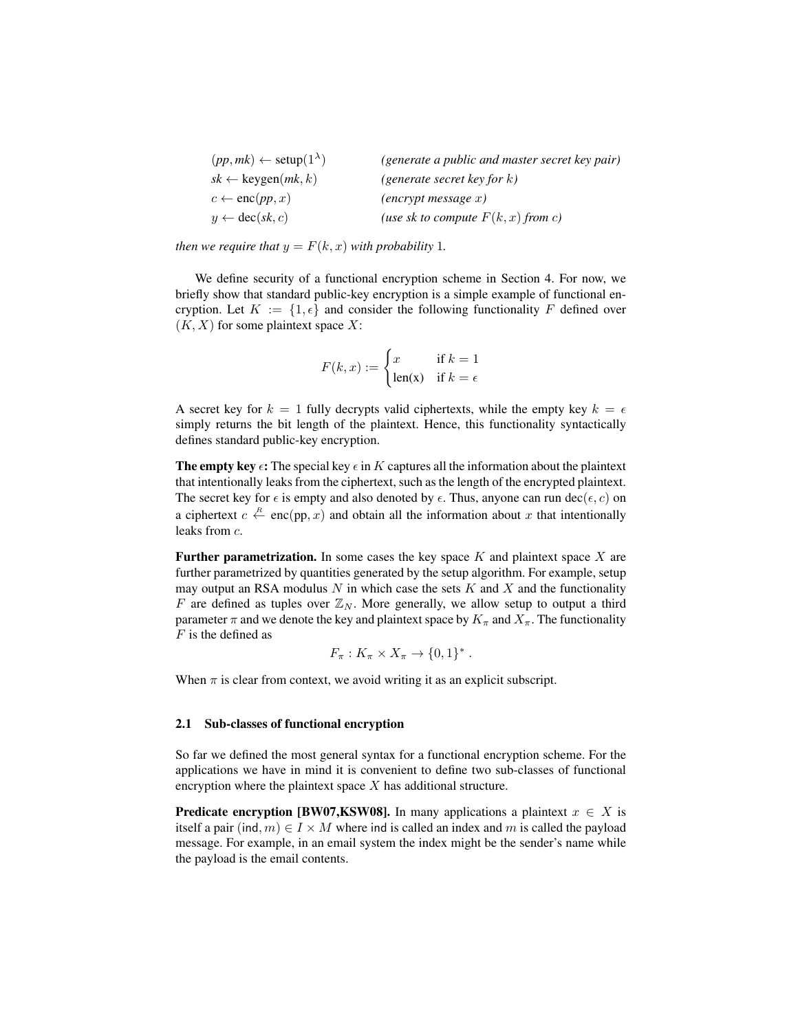| | |
|---|---|
| $(pp, mk) \leftarrow \text{setup}(1^\lambda)$ | *(generate a public and master secret key pair)* |
| $sk \leftarrow \text{keygen}(mk, k)$ | *(generate secret key for $k$)* |
| $c \leftarrow \text{enc}(pp, x)$ | *(encrypt message $x$)* |
| $y \leftarrow \text{dec}(sk, c)$ | *(use sk to compute $F(k, x)$ from $c$)* |

*then we require that $y = F(k, x)$ with probability* 1.

We define security of a functional encryption scheme in Section 4. For now, we briefly show that standard public-key encryption is a simple example of functional encryption. Let $K := \{1, \epsilon\}$ and consider the following functionality $F$ defined over $(K, X)$ for some plaintext space $X$:

$$F(k, x) := \begin{cases} x & \text{if } k = 1 \\ \text{len(x)} & \text{if } k = \epsilon \end{cases}$$

A secret key for $k = 1$ fully decrypts valid ciphertexts, while the empty key $k = \epsilon$ simply returns the bit length of the plaintext. Hence, this functionality syntactically defines standard public-key encryption.

**The empty key $\epsilon$:** The special key $\epsilon$ in $K$ captures all the information about the plaintext that intentionally leaks from the ciphertext, such as the length of the encrypted plaintext. The secret key for $\epsilon$ is empty and also denoted by $\epsilon$. Thus, anyone can run $\text{dec}(\epsilon, c)$ on a ciphertext $c \stackrel{R}{\leftarrow} \text{enc}(\text{pp}, x)$ and obtain all the information about $x$ that intentionally leaks from $c$.

**Further parametrization.** In some cases the key space $K$ and plaintext space $X$ are further parametrized by quantities generated by the setup algorithm. For example, setup may output an RSA modulus $N$ in which case the sets $K$ and $X$ and the functionality $F$ are defined as tuples over $\mathbb{Z}_N$. More generally, we allow setup to output a third parameter $\pi$ and we denote the key and plaintext space by $K_\pi$ and $X_\pi$. The functionality $F$ is the defined as

$$F_\pi : K_\pi \times X_\pi \to \{0, 1\}^* .$$

When $\pi$ is clear from context, we avoid writing it as an explicit subscript.

### 2.1 Sub-classes of functional encryption

So far we defined the most general syntax for a functional encryption scheme. For the applications we have in mind it is convenient to define two sub-classes of functional encryption where the plaintext space $X$ has additional structure.

**Predicate encryption [BW07,KSW08].** In many applications a plaintext $x \in X$ is itself a pair $(\mathsf{ind}, m) \in I \times M$ where $\mathsf{ind}$ is called an index and $m$ is called the payload message. For example, in an email system the index might be the sender's name while the payload is the email contents.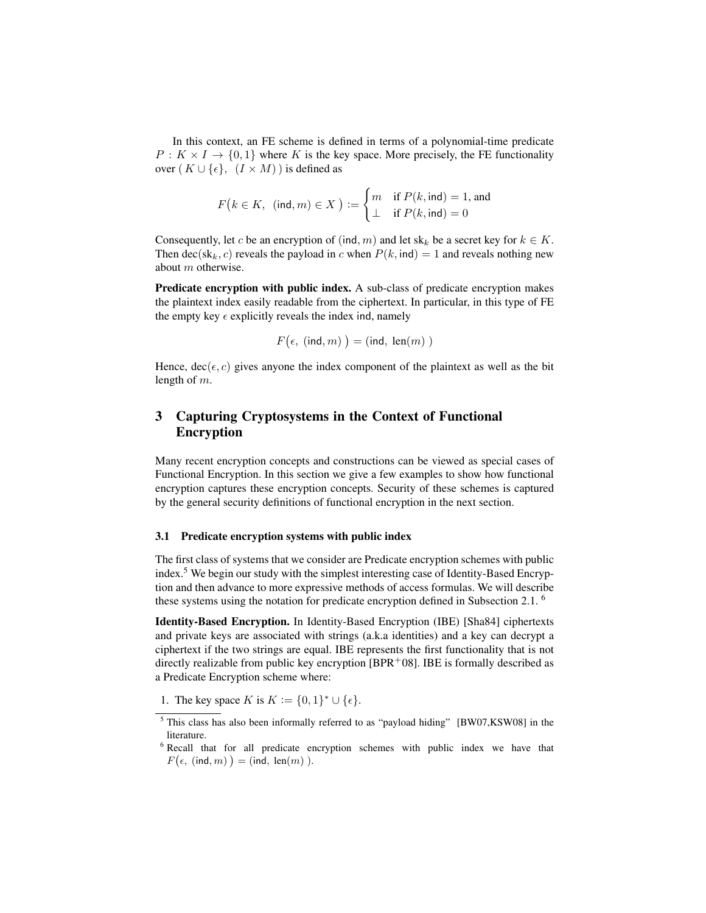In this context, an FE scheme is defined in terms of a polynomial-time predicate $P : K \times I \to \{0,1\}$ where $K$ is the key space. More precisely, the FE functionality over $(\,K \cup \{\epsilon\},\ \ (I \times M)\,)$ is defined as

$$F\big(k \in K,\ \ (\mathsf{ind}, m) \in X\ \big) := \begin{cases} m & \text{if } P(k, \mathsf{ind}) = 1, \text{ and} \\ \perp & \text{if } P(k, \mathsf{ind}) = 0 \end{cases}$$

Consequently, let $c$ be an encryption of $(\mathsf{ind}, m)$ and let $\mathrm{sk}_k$ be a secret key for $k \in K$. Then $\mathrm{dec}(\mathrm{sk}_k, c)$ reveals the payload in $c$ when $P(k, \mathsf{ind}) = 1$ and reveals nothing new about $m$ otherwise.

**Predicate encryption with public index.** A sub-class of predicate encryption makes the plaintext index easily readable from the ciphertext. In particular, in this type of FE the empty key $\epsilon$ explicitly reveals the index ind, namely

$$F\big(\epsilon,\ (\mathsf{ind}, m)\,\big) = (\mathsf{ind},\ \mathrm{len}(m)\ )$$

Hence, $\mathrm{dec}(\epsilon, c)$ gives anyone the index component of the plaintext as well as the bit length of $m$.

## 3 Capturing Cryptosystems in the Context of Functional Encryption

Many recent encryption concepts and constructions can be viewed as special cases of Functional Encryption. In this section we give a few examples to show how functional encryption captures these encryption concepts. Security of these schemes is captured by the general security definitions of functional encryption in the next section.

### 3.1 Predicate encryption systems with public index

The first class of systems that we consider are Predicate encryption schemes with public index.[5] We begin our study with the simplest interesting case of Identity-Based Encryption and then advance to more expressive methods of access formulas. We will describe these systems using the notation for predicate encryption defined in Subsection 2.1. [6]

**Identity-Based Encryption.** In Identity-Based Encryption (IBE) [Sha84] ciphertexts and private keys are associated with strings (a.k.a identities) and a key can decrypt a ciphertext if the two strings are equal. IBE represents the first functionality that is not directly realizable from public key encryption [BPR+08]. IBE is formally described as a Predicate Encryption scheme where:

1. The key space $K$ is $K := \{0,1\}^* \cup \{\epsilon\}$.

---

[5] This class has also been informally referred to as "payload hiding" [BW07,KSW08] in the literature.

[6] Recall that for all predicate encryption schemes with public index we have that $F\big(\epsilon,\ (\mathsf{ind}, m)\big) = (\mathsf{ind},\ \mathrm{len}(m)\ )$.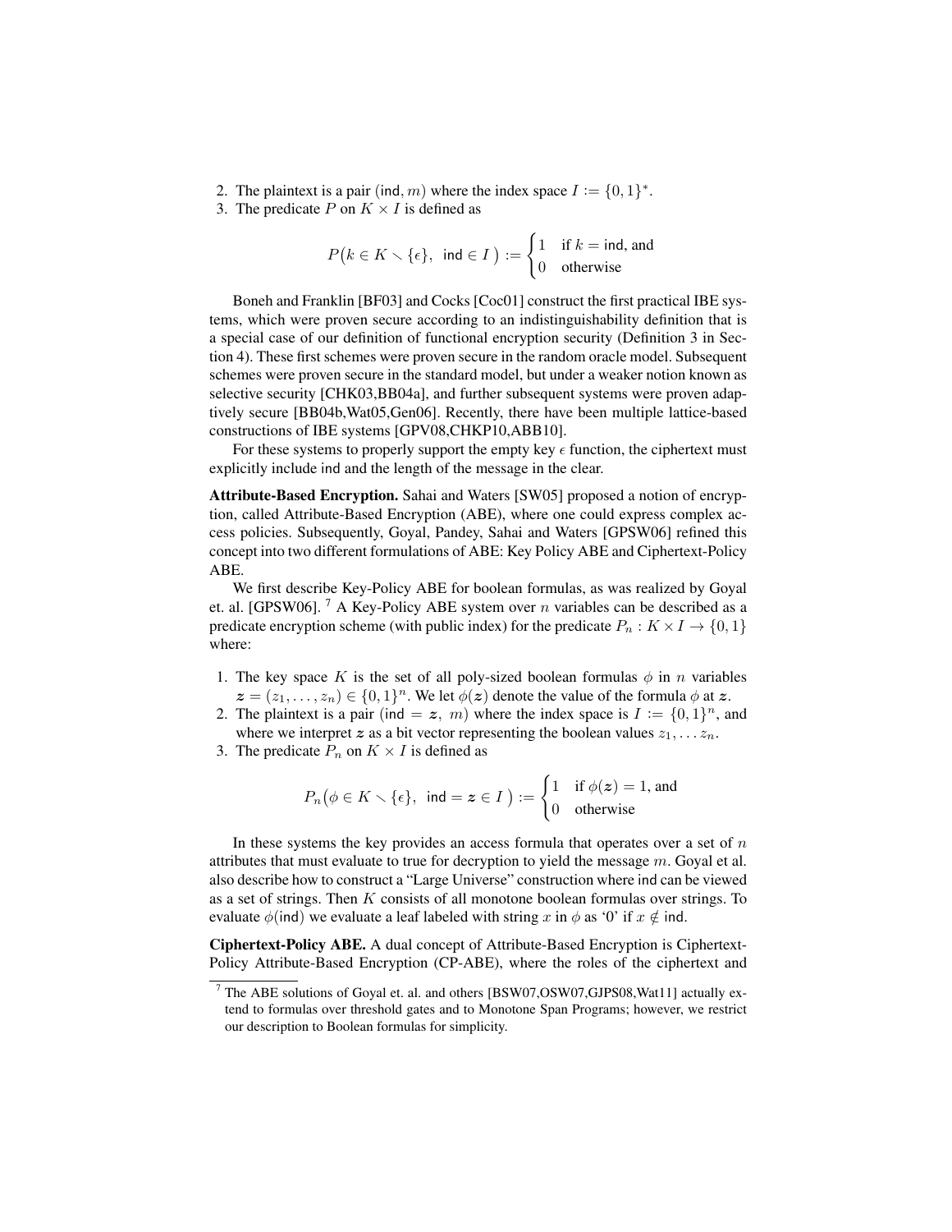2. The plaintext is a pair $(\mathsf{ind}, m)$ where the index space $I := \{0,1\}^*$.
3. The predicate $P$ on $K \times I$ is defined as

$$P\big(k \in K \smallsetminus \{\epsilon\},\ \mathsf{ind} \in I\,\big) := \begin{cases} 1 & \text{if } k = \mathsf{ind}, \text{ and} \\ 0 & \text{otherwise} \end{cases}$$

Boneh and Franklin [BF03] and Cocks [Coc01] construct the first practical IBE systems, which were proven secure according to an indistinguishability definition that is a special case of our definition of functional encryption security (Definition 3 in Section 4). These first schemes were proven secure in the random oracle model. Subsequent schemes were proven secure in the standard model, but under a weaker notion known as selective security [CHK03,BB04a], and further subsequent systems were proven adaptively secure [BB04b,Wat05,Gen06]. Recently, there have been multiple lattice-based constructions of IBE systems [GPV08,CHKP10,ABB10].

For these systems to properly support the empty key $\epsilon$ function, the ciphertext must explicitly include $\mathsf{ind}$ and the length of the message in the clear.

**Attribute-Based Encryption.** Sahai and Waters [SW05] proposed a notion of encryption, called Attribute-Based Encryption (ABE), where one could express complex access policies. Subsequently, Goyal, Pandey, Sahai and Waters [GPSW06] refined this concept into two different formulations of ABE: Key Policy ABE and Ciphertext-Policy ABE.

We first describe Key-Policy ABE for boolean formulas, as was realized by Goyal et. al. [GPSW06]. [7] A Key-Policy ABE system over $n$ variables can be described as a predicate encryption scheme (with public index) for the predicate $P_n : K \times I \to \{0,1\}$ where:

1. The key space $K$ is the set of all poly-sized boolean formulas $\phi$ in $n$ variables $\boldsymbol{z} = (z_1, \ldots, z_n) \in \{0,1\}^n$. We let $\phi(\boldsymbol{z})$ denote the value of the formula $\phi$ at $\boldsymbol{z}$.
2. The plaintext is a pair $(\mathsf{ind} = \boldsymbol{z},\ m)$ where the index space is $I := \{0,1\}^n$, and where we interpret $\boldsymbol{z}$ as a bit vector representing the boolean values $z_1, \ldots z_n$.
3. The predicate $P_n$ on $K \times I$ is defined as

$$P_n\big(\phi \in K \smallsetminus \{\epsilon\},\ \mathsf{ind} = \boldsymbol{z} \in I\,\big) := \begin{cases} 1 & \text{if } \phi(\boldsymbol{z}) = 1, \text{ and} \\ 0 & \text{otherwise} \end{cases}$$

In these systems the key provides an access formula that operates over a set of $n$ attributes that must evaluate to true for decryption to yield the message $m$. Goyal et al. also describe how to construct a "Large Universe" construction where $\mathsf{ind}$ can be viewed as a set of strings. Then $K$ consists of all monotone boolean formulas over strings. To evaluate $\phi(\mathsf{ind})$ we evaluate a leaf labeled with string $x$ in $\phi$ as '0' if $x \notin \mathsf{ind}$.

**Ciphertext-Policy ABE.** A dual concept of Attribute-Based Encryption is Ciphertext-Policy Attribute-Based Encryption (CP-ABE), where the roles of the ciphertext and

[7] The ABE solutions of Goyal et. al. and others [BSW07,OSW07,GJPS08,Wat11] actually extend to formulas over threshold gates and to Monotone Span Programs; however, we restrict our description to Boolean formulas for simplicity.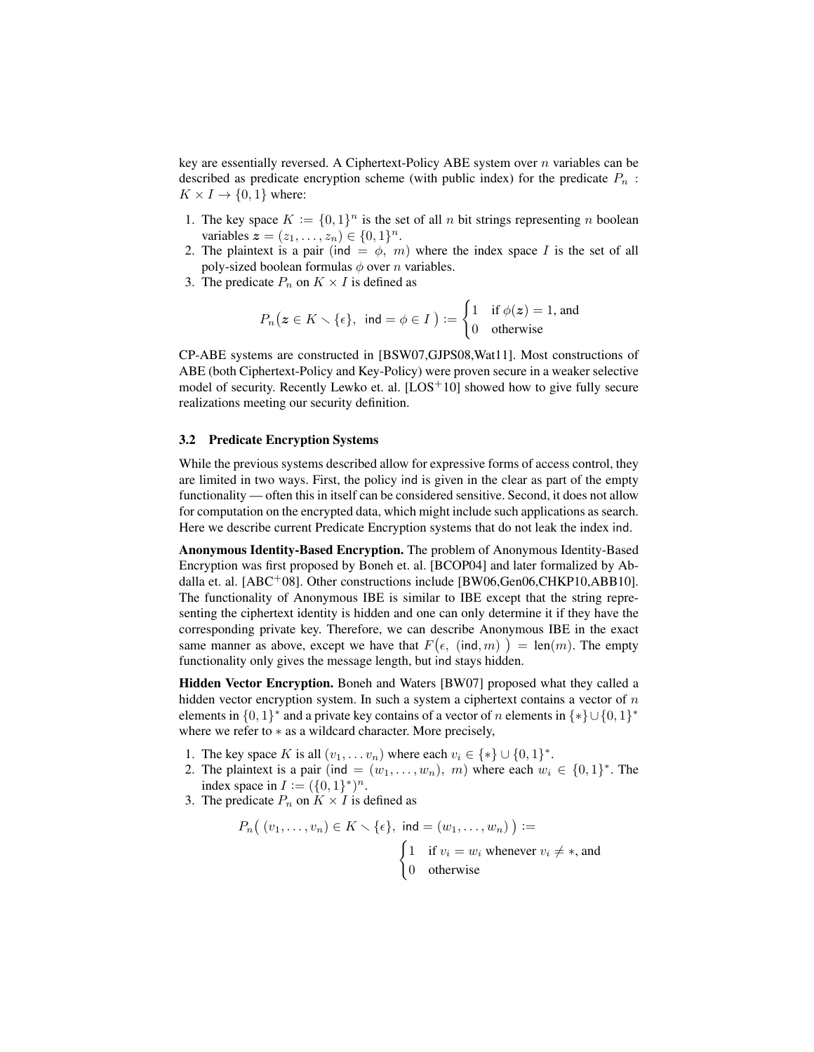key are essentially reversed. A Ciphertext-Policy ABE system over $n$ variables can be described as predicate encryption scheme (with public index) for the predicate $P_n : K \times I \to \{0,1\}$ where:

1. The key space $K := \{0,1\}^n$ is the set of all $n$ bit strings representing $n$ boolean variables $\boldsymbol{z} = (z_1, \ldots, z_n) \in \{0,1\}^n$.
2. The plaintext is a pair $(\mathsf{ind} = \phi,\ m)$ where the index space $I$ is the set of all poly-sized boolean formulas $\phi$ over $n$ variables.
3. The predicate $P_n$ on $K \times I$ is defined as

$$P_n\big(\boldsymbol{z} \in K \smallsetminus \{\epsilon\},\ \mathsf{ind} = \phi \in I\ \big) := \begin{cases} 1 & \text{if } \phi(\boldsymbol{z}) = 1\text{, and} \\ 0 & \text{otherwise} \end{cases}$$

CP-ABE systems are constructed in [BSW07,GJPS08,Wat11]. Most constructions of ABE (both Ciphertext-Policy and Key-Policy) were proven secure in a weaker selective model of security. Recently Lewko et. al. [LOS$^+$10] showed how to give fully secure realizations meeting our security definition.

### 3.2 Predicate Encryption Systems

While the previous systems described allow for expressive forms of access control, they are limited in two ways. First, the policy ind is given in the clear as part of the empty functionality — often this in itself can be considered sensitive. Second, it does not allow for computation on the encrypted data, which might include such applications as search. Here we describe current Predicate Encryption systems that do not leak the index ind.

**Anonymous Identity-Based Encryption.** The problem of Anonymous Identity-Based Encryption was first proposed by Boneh et. al. [BCOP04] and later formalized by Abdalla et. al. [ABC$^+$08]. Other constructions include [BW06,Gen06,CHKP10,ABB10]. The functionality of Anonymous IBE is similar to IBE except that the string representing the ciphertext identity is hidden and one can only determine it if they have the corresponding private key. Therefore, we can describe Anonymous IBE in the exact same manner as above, except we have that $F\big(\epsilon,\ (\mathsf{ind}, m)\ \big) = \mathsf{len}(m)$. The empty functionality only gives the message length, but ind stays hidden.

**Hidden Vector Encryption.** Boneh and Waters [BW07] proposed what they called a hidden vector encryption system. In such a system a ciphertext contains a vector of $n$ elements in $\{0,1\}^*$ and a private key contains of a vector of $n$ elements in $\{*\} \cup \{0,1\}^*$ where we refer to $*$ as a wildcard character. More precisely,

1. The key space $K$ is all $(v_1, \ldots v_n)$ where each $v_i \in \{*\} \cup \{0,1\}^*$.
2. The plaintext is a pair $(\mathsf{ind} = (w_1, \ldots, w_n),\ m)$ where each $w_i \in \{0,1\}^*$. The index space in $I := (\{0,1\}^*)^n$.
3. The predicate $P_n$ on $K \times I$ is defined as

$$P_n\big(\ (v_1, \ldots, v_n) \in K \smallsetminus \{\epsilon\},\ \mathsf{ind} = (w_1, \ldots, w_n)\ \big) := \begin{cases} 1 & \text{if } v_i = w_i \text{ whenever } v_i \neq *\text{, and} \\ 0 & \text{otherwise} \end{cases}$$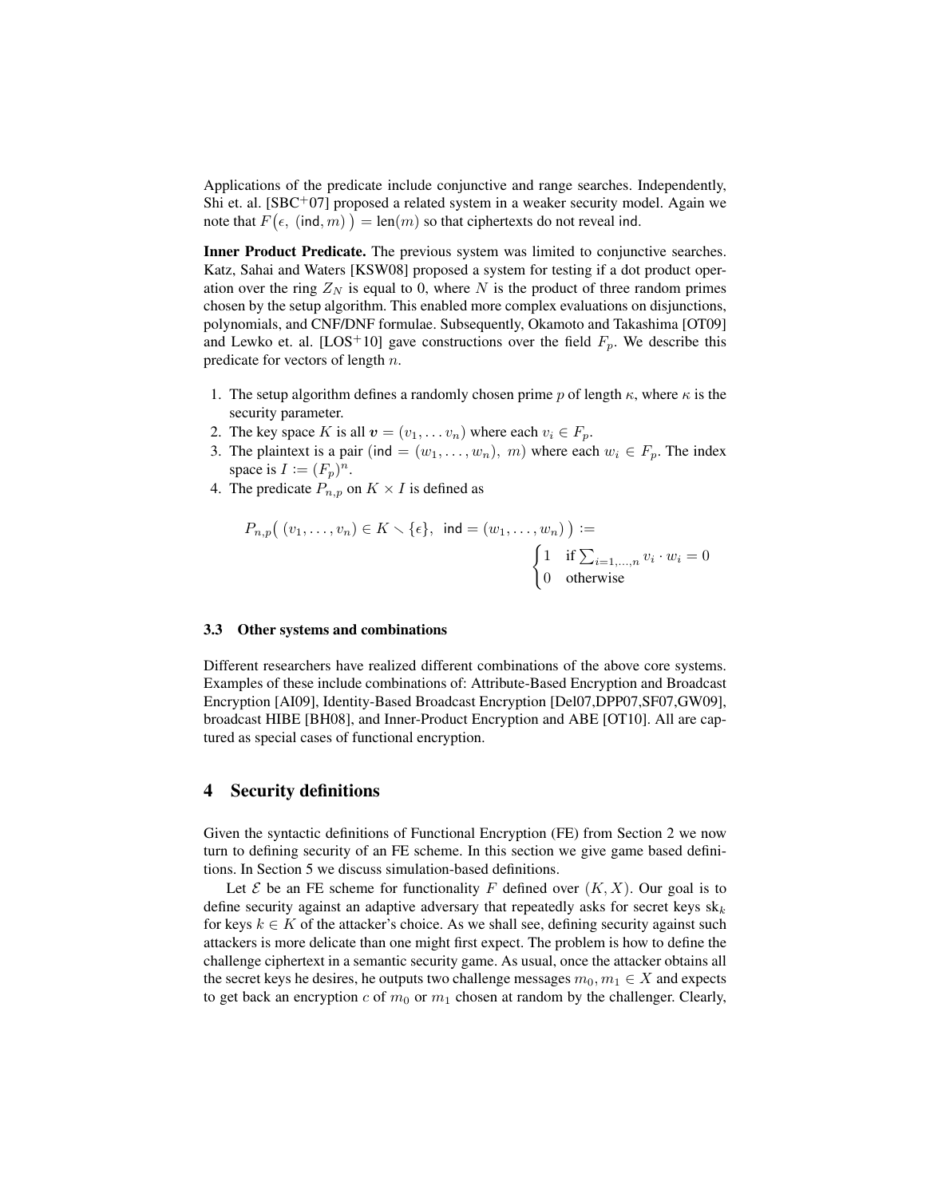Applications of the predicate include conjunctive and range searches. Independently, Shi et. al. [SBC+07] proposed a related system in a weaker security model. Again we note that $F\big(\epsilon,\ (\mathsf{ind}, m)\big) = \mathsf{len}(m)$ so that ciphertexts do not reveal ind.

**Inner Product Predicate.** The previous system was limited to conjunctive searches. Katz, Sahai and Waters [KSW08] proposed a system for testing if a dot product operation over the ring $Z_N$ is equal to 0, where $N$ is the product of three random primes chosen by the setup algorithm. This enabled more complex evaluations on disjunctions, polynomials, and CNF/DNF formulae. Subsequently, Okamoto and Takashima [OT09] and Lewko et. al. [LOS+10] gave constructions over the field $F_p$. We describe this predicate for vectors of length $n$.

1. The setup algorithm defines a randomly chosen prime $p$ of length $\kappa$, where $\kappa$ is the security parameter.
2. The key space $K$ is all $\boldsymbol{v} = (v_1, \ldots v_n)$ where each $v_i \in F_p$.
3. The plaintext is a pair $(\mathsf{ind} = (w_1, \ldots, w_n),\ m)$ where each $w_i \in F_p$. The index space is $I := (F_p)^n$.
4. The predicate $P_{n,p}$ on $K \times I$ is defined as

$$P_{n,p}\big(\,(v_1, \ldots, v_n) \in K \smallsetminus \{\epsilon\},\ \ \mathsf{ind} = (w_1, \ldots, w_n)\,\big) := \begin{cases} 1 & \text{if } \sum_{i=1,\ldots,n} v_i \cdot w_i = 0 \\ 0 & \text{otherwise} \end{cases}$$

### 3.3 Other systems and combinations

Different researchers have realized different combinations of the above core systems. Examples of these include combinations of: Attribute-Based Encryption and Broadcast Encryption [AI09], Identity-Based Broadcast Encryption [Del07,DPP07,SF07,GW09], broadcast HIBE [BH08], and Inner-Product Encryption and ABE [OT10]. All are captured as special cases of functional encryption.

## 4 Security definitions

Given the syntactic definitions of Functional Encryption (FE) from Section 2 we now turn to defining security of an FE scheme. In this section we give game based definitions. In Section 5 we discuss simulation-based definitions.

Let $\mathcal{E}$ be an FE scheme for functionality $F$ defined over $(K, X)$. Our goal is to define security against an adaptive adversary that repeatedly asks for secret keys $\mathrm{sk}_k$ for keys $k \in K$ of the attacker's choice. As we shall see, defining security against such attackers is more delicate than one might first expect. The problem is how to define the challenge ciphertext in a semantic security game. As usual, once the attacker obtains all the secret keys he desires, he outputs two challenge messages $m_0, m_1 \in X$ and expects to get back an encryption $c$ of $m_0$ or $m_1$ chosen at random by the challenger. Clearly,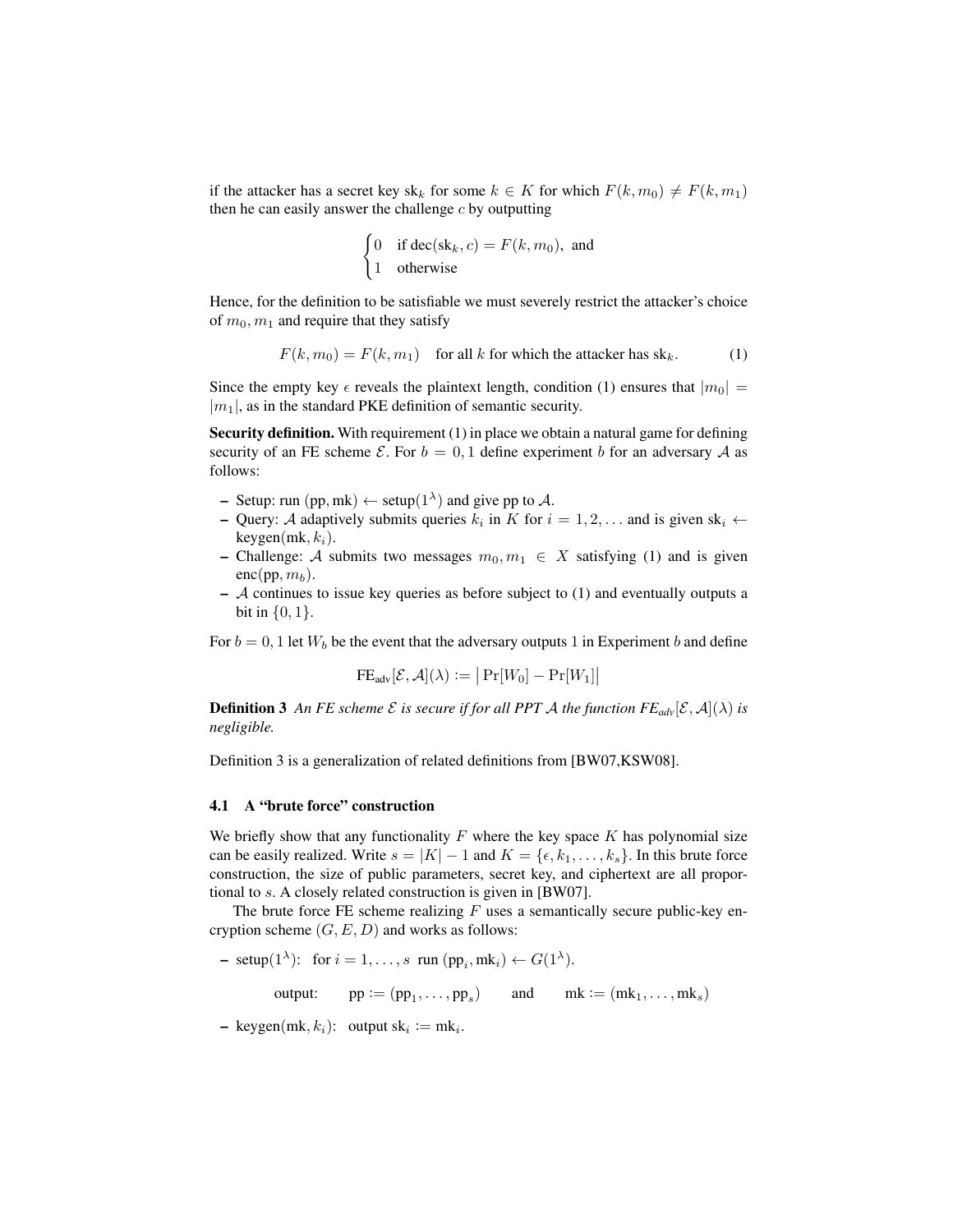if the attacker has a secret key $\text{sk}_k$ for some $k \in K$ for which $F(k, m_0) \neq F(k, m_1)$ then he can easily answer the challenge $c$ by outputting

$$\begin{cases} 0 & \text{if } \text{dec}(\text{sk}_k, c) = F(k, m_0), \text{ and} \\ 1 & \text{otherwise} \end{cases}$$

Hence, for the definition to be satisfiable we must severely restrict the attacker's choice of $m_0, m_1$ and require that they satisfy

$$F(k, m_0) = F(k, m_1) \quad \text{for all } k \text{ for which the attacker has } \text{sk}_k. \tag{1}$$

Since the empty key $\epsilon$ reveals the plaintext length, condition (1) ensures that $|m_0| = |m_1|$, as in the standard PKE definition of semantic security.

**Security definition.** With requirement (1) in place we obtain a natural game for defining security of an FE scheme $\mathcal{E}$. For $b = 0, 1$ define experiment $b$ for an adversary $\mathcal{A}$ as follows:

- Setup: run $(\text{pp}, \text{mk}) \leftarrow \text{setup}(1^\lambda)$ and give pp to $\mathcal{A}$.
- Query: $\mathcal{A}$ adaptively submits queries $k_i$ in $K$ for $i = 1, 2, \ldots$ and is given $\text{sk}_i \leftarrow \text{keygen}(\text{mk}, k_i)$.
- Challenge: $\mathcal{A}$ submits two messages $m_0, m_1 \in X$ satisfying (1) and is given $\text{enc}(\text{pp}, m_b)$.
- $\mathcal{A}$ continues to issue key queries as before subject to (1) and eventually outputs a bit in $\{0, 1\}$.

For $b = 0, 1$ let $W_b$ be the event that the adversary outputs 1 in Experiment $b$ and define

$$\text{FE}_{\text{adv}}[\mathcal{E}, \mathcal{A}](\lambda) := \big| \Pr[W_0] - \Pr[W_1] \big|$$

**Definition 3** *An FE scheme $\mathcal{E}$ is secure if for all PPT $\mathcal{A}$ the function $FE_{adv}[\mathcal{E}, \mathcal{A}](\lambda)$ is negligible.*

Definition 3 is a generalization of related definitions from [BW07,KSW08].

### 4.1 A "brute force" construction

We briefly show that any functionality $F$ where the key space $K$ has polynomial size can be easily realized. Write $s = |K| - 1$ and $K = \{\epsilon, k_1, \ldots, k_s\}$. In this brute force construction, the size of public parameters, secret key, and ciphertext are all proportional to $s$. A closely related construction is given in [BW07].

The brute force FE scheme realizing $F$ uses a semantically secure public-key encryption scheme $(G, E, D)$ and works as follows:

- $\text{setup}(1^\lambda)$: for $i = 1, \ldots, s$ run $(\text{pp}_i, \text{mk}_i) \leftarrow G(1^\lambda)$.

  output: $\quad \text{pp} := (\text{pp}_1, \ldots, \text{pp}_s) \quad$ and $\quad \text{mk} := (\text{mk}_1, \ldots, \text{mk}_s)$

- $\text{keygen}(\text{mk}, k_i)$: output $\text{sk}_i := \text{mk}_i$.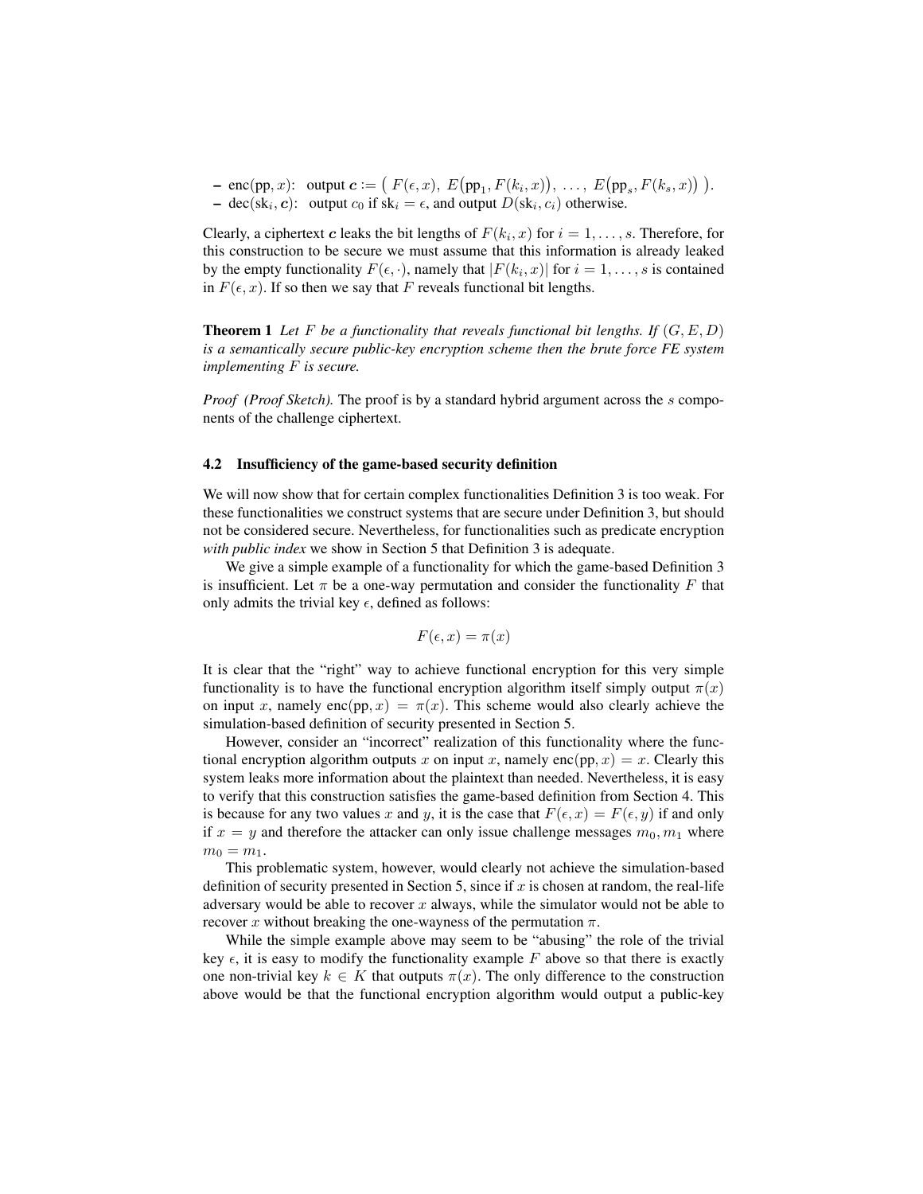- $\text{enc}(\text{pp}, x)$: output $\boldsymbol{c} := \big(\ F(\epsilon, x),\ E\big(\text{pp}_1, F(k_i, x)\big),\ \ldots,\ E\big(\text{pp}_s, F(k_s, x)\big)\ \big)$.
- $\text{dec}(\text{sk}_i, \boldsymbol{c})$: output $c_0$ if $\text{sk}_i = \epsilon$, and output $D(\text{sk}_i, c_i)$ otherwise.

Clearly, a ciphertext $\boldsymbol{c}$ leaks the bit lengths of $F(k_i, x)$ for $i = 1, \ldots, s$. Therefore, for this construction to be secure we must assume that this information is already leaked by the empty functionality $F(\epsilon, \cdot)$, namely that $|F(k_i, x)|$ for $i = 1, \ldots, s$ is contained in $F(\epsilon, x)$. If so then we say that $F$ reveals functional bit lengths.

**Theorem 1** *Let $F$ be a functionality that reveals functional bit lengths. If $(G, E, D)$ is a semantically secure public-key encryption scheme then the brute force FE system implementing $F$ is secure.*

*Proof (Proof Sketch).* The proof is by a standard hybrid argument across the $s$ components of the challenge ciphertext.

### 4.2 Insufficiency of the game-based security definition

We will now show that for certain complex functionalities Definition 3 is too weak. For these functionalities we construct systems that are secure under Definition 3, but should not be considered secure. Nevertheless, for functionalities such as predicate encryption *with public index* we show in Section 5 that Definition 3 is adequate.

We give a simple example of a functionality for which the game-based Definition 3 is insufficient. Let $\pi$ be a one-way permutation and consider the functionality $F$ that only admits the trivial key $\epsilon$, defined as follows:

$$F(\epsilon, x) = \pi(x)$$

It is clear that the "right" way to achieve functional encryption for this very simple functionality is to have the functional encryption algorithm itself simply output $\pi(x)$ on input $x$, namely $\text{enc}(\text{pp}, x) = \pi(x)$. This scheme would also clearly achieve the simulation-based definition of security presented in Section 5.

However, consider an "incorrect" realization of this functionality where the functional encryption algorithm outputs $x$ on input $x$, namely $\text{enc}(\text{pp}, x) = x$. Clearly this system leaks more information about the plaintext than needed. Nevertheless, it is easy to verify that this construction satisfies the game-based definition from Section 4. This is because for any two values $x$ and $y$, it is the case that $F(\epsilon, x) = F(\epsilon, y)$ if and only if $x = y$ and therefore the attacker can only issue challenge messages $m_0, m_1$ where $m_0 = m_1$.

This problematic system, however, would clearly not achieve the simulation-based definition of security presented in Section 5, since if $x$ is chosen at random, the real-life adversary would be able to recover $x$ always, while the simulator would not be able to recover $x$ without breaking the one-wayness of the permutation $\pi$.

While the simple example above may seem to be "abusing" the role of the trivial key $\epsilon$, it is easy to modify the functionality example $F$ above so that there is exactly one non-trivial key $k \in K$ that outputs $\pi(x)$. The only difference to the construction above would be that the functional encryption algorithm would output a public-key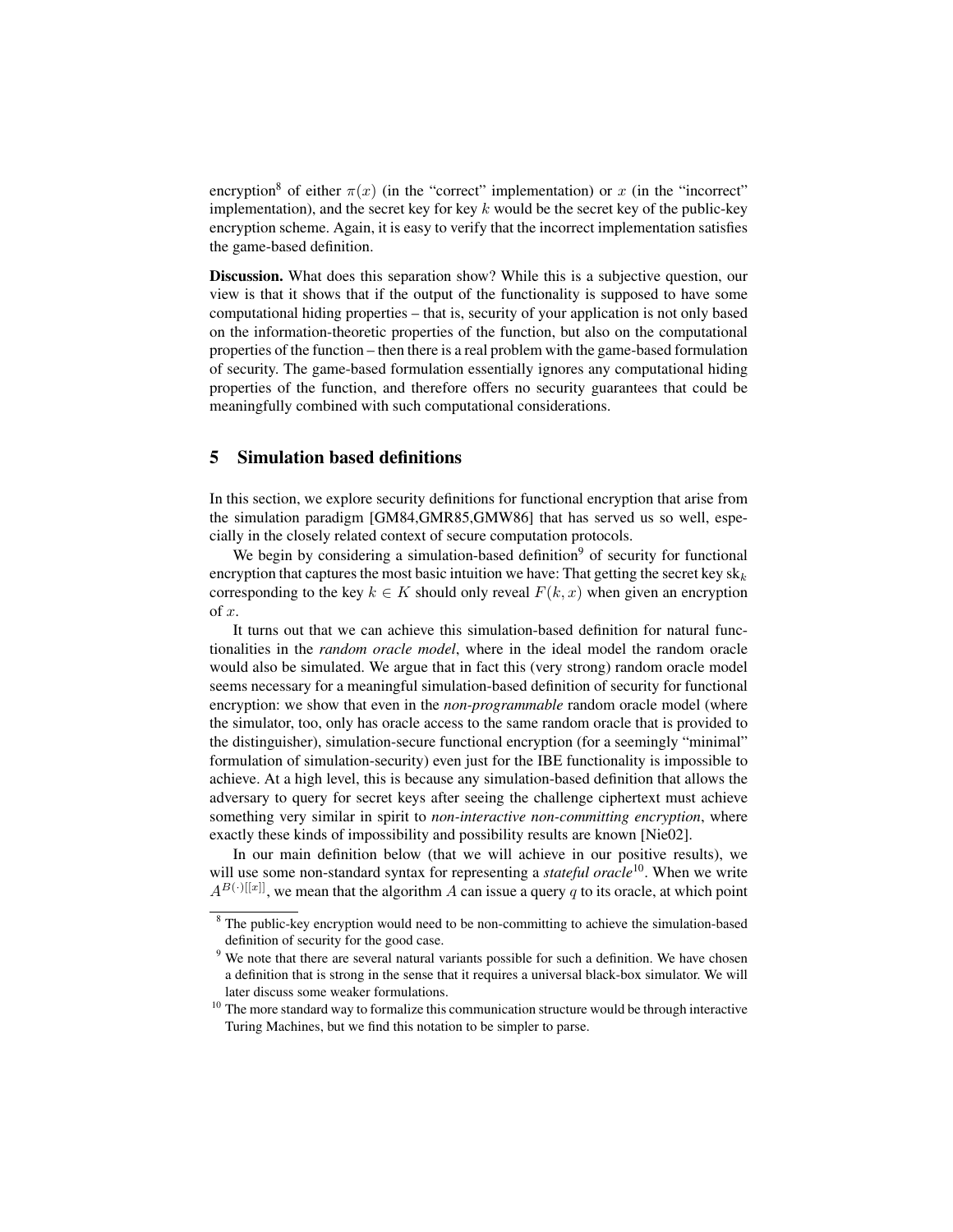encryption[8] of either $\pi(x)$ (in the "correct" implementation) or $x$ (in the "incorrect" implementation), and the secret key for key $k$ would be the secret key of the public-key encryption scheme. Again, it is easy to verify that the incorrect implementation satisfies the game-based definition.

**Discussion.** What does this separation show? While this is a subjective question, our view is that it shows that if the output of the functionality is supposed to have some computational hiding properties – that is, security of your application is not only based on the information-theoretic properties of the function, but also on the computational properties of the function – then there is a real problem with the game-based formulation of security. The game-based formulation essentially ignores any computational hiding properties of the function, and therefore offers no security guarantees that could be meaningfully combined with such computational considerations.

## 5 Simulation based definitions

In this section, we explore security definitions for functional encryption that arise from the simulation paradigm [GM84,GMR85,GMW86] that has served us so well, especially in the closely related context of secure computation protocols.

We begin by considering a simulation-based definition[9] of security for functional encryption that captures the most basic intuition we have: That getting the secret key $\mathsf{sk}_k$ corresponding to the key $k \in K$ should only reveal $F(k, x)$ when given an encryption of $x$.

It turns out that we can achieve this simulation-based definition for natural functionalities in the *random oracle model*, where in the ideal model the random oracle would also be simulated. We argue that in fact this (very strong) random oracle model seems necessary for a meaningful simulation-based definition of security for functional encryption: we show that even in the *non-programmable* random oracle model (where the simulator, too, only has oracle access to the same random oracle that is provided to the distinguisher), simulation-secure functional encryption (for a seemingly "minimal" formulation of simulation-security) even just for the IBE functionality is impossible to achieve. At a high level, this is because any simulation-based definition that allows the adversary to query for secret keys after seeing the challenge ciphertext must achieve something very similar in spirit to *non-interactive non-committing encryption*, where exactly these kinds of impossibility and possibility results are known [Nie02].

In our main definition below (that we will achieve in our positive results), we will use some non-standard syntax for representing a *stateful oracle*[10]. When we write $A^{B(\cdot)[[x]]}$, we mean that the algorithm $A$ can issue a query $q$ to its oracle, at which point

[8] The public-key encryption would need to be non-committing to achieve the simulation-based definition of security for the good case.

[9] We note that there are several natural variants possible for such a definition. We have chosen a definition that is strong in the sense that it requires a universal black-box simulator. We will later discuss some weaker formulations.

[10] The more standard way to formalize this communication structure would be through interactive Turing Machines, but we find this notation to be simpler to parse.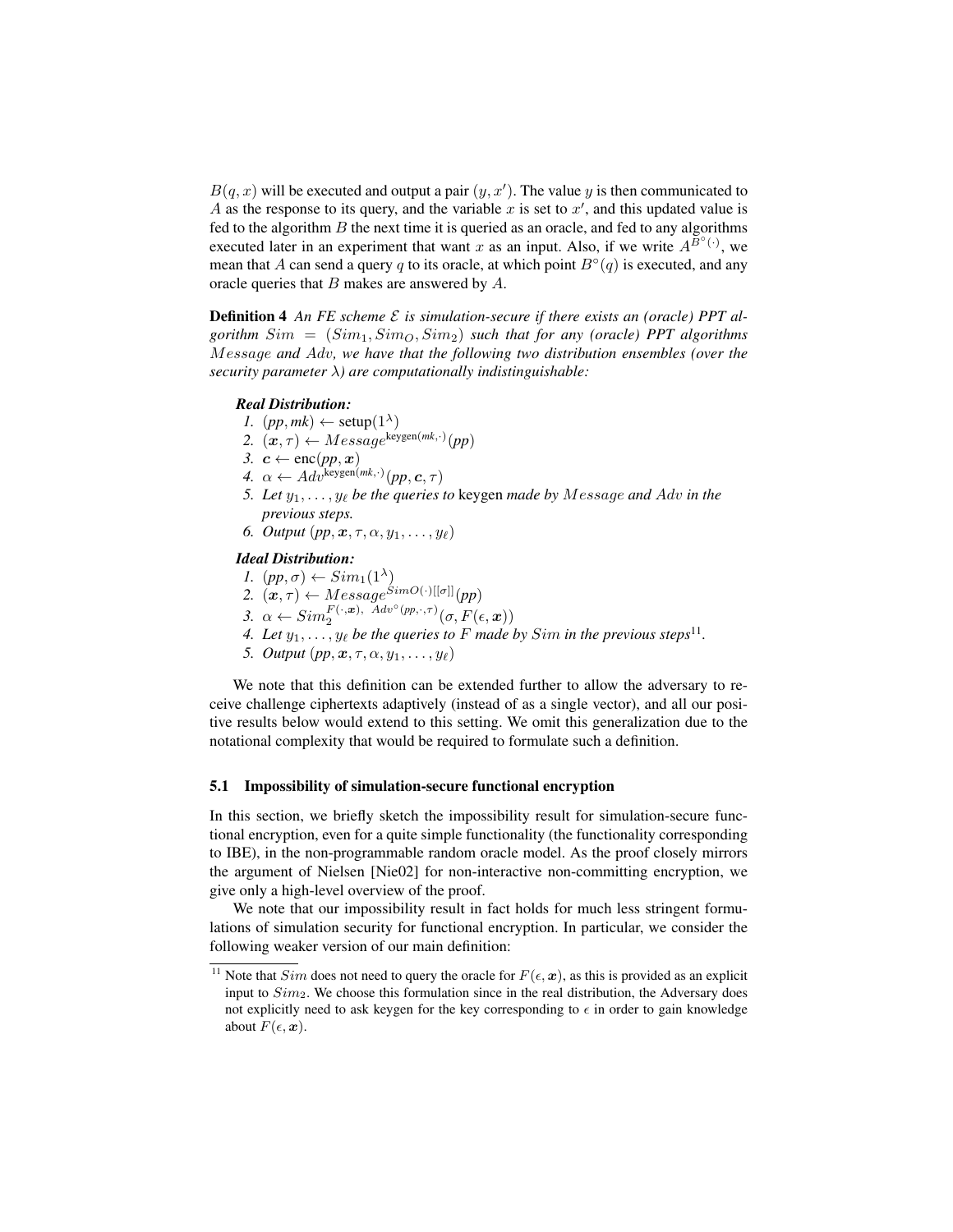$B(q, x)$ will be executed and output a pair $(y, x')$. The value $y$ is then communicated to $A$ as the response to its query, and the variable $x$ is set to $x'$, and this updated value is fed to the algorithm $B$ the next time it is queried as an oracle, and fed to any algorithms executed later in an experiment that want $x$ as an input. Also, if we write $A^{B^\circ(\cdot)}$, we mean that $A$ can send a query $q$ to its oracle, at which point $B^\circ(q)$ is executed, and any oracle queries that $B$ makes are answered by $A$.

**Definition 4** *An FE scheme $\mathcal{E}$ is simulation-secure if there exists an (oracle) PPT algorithm $Sim = (Sim_1, Sim_O, Sim_2)$ such that for any (oracle) PPT algorithms $Message$ and $Adv$, we have that the following two distribution ensembles (over the security parameter $\lambda$) are computationally indistinguishable:*

***Real Distribution:***

1. $(pp, mk) \leftarrow \text{setup}(1^\lambda)$
2. $(\boldsymbol{x}, \tau) \leftarrow Message^{\text{keygen}(mk,\cdot)}(pp)$
3. $\boldsymbol{c} \leftarrow \text{enc}(pp, \boldsymbol{x})$
4. $\alpha \leftarrow Adv^{\text{keygen}(mk,\cdot)}(pp, \boldsymbol{c}, \tau)$
5. *Let $y_1, \ldots, y_\ell$ be the queries to* keygen *made by $Message$ and $Adv$ in the previous steps.*
6. *Output $(pp, \boldsymbol{x}, \tau, \alpha, y_1, \ldots, y_\ell)$*

***Ideal Distribution:***

1. $(pp, \sigma) \leftarrow Sim_1(1^\lambda)$
2. $(\boldsymbol{x}, \tau) \leftarrow Message^{SimO(\cdot)[[\sigma]]}(pp)$
3. $\alpha \leftarrow Sim_2^{F(\cdot,\boldsymbol{x}),\ Adv^\circ(pp,\cdot,\tau)}(\sigma, F(\epsilon, \boldsymbol{x}))$
4. *Let $y_1, \ldots, y_\ell$ be the queries to $F$ made by $Sim$ in the previous steps*[11].
5. *Output $(pp, \boldsymbol{x}, \tau, \alpha, y_1, \ldots, y_\ell)$*

We note that this definition can be extended further to allow the adversary to receive challenge ciphertexts adaptively (instead of as a single vector), and all our positive results below would extend to this setting. We omit this generalization due to the notational complexity that would be required to formulate such a definition.

### 5.1 Impossibility of simulation-secure functional encryption

In this section, we briefly sketch the impossibility result for simulation-secure functional encryption, even for a quite simple functionality (the functionality corresponding to IBE), in the non-programmable random oracle model. As the proof closely mirrors the argument of Nielsen [Nie02] for non-interactive non-committing encryption, we give only a high-level overview of the proof.

We note that our impossibility result in fact holds for much less stringent formulations of simulation security for functional encryption. In particular, we consider the following weaker version of our main definition:

[11] Note that $Sim$ does not need to query the oracle for $F(\epsilon, \boldsymbol{x})$, as this is provided as an explicit input to $Sim_2$. We choose this formulation since in the real distribution, the Adversary does not explicitly need to ask keygen for the key corresponding to $\epsilon$ in order to gain knowledge about $F(\epsilon, \boldsymbol{x})$.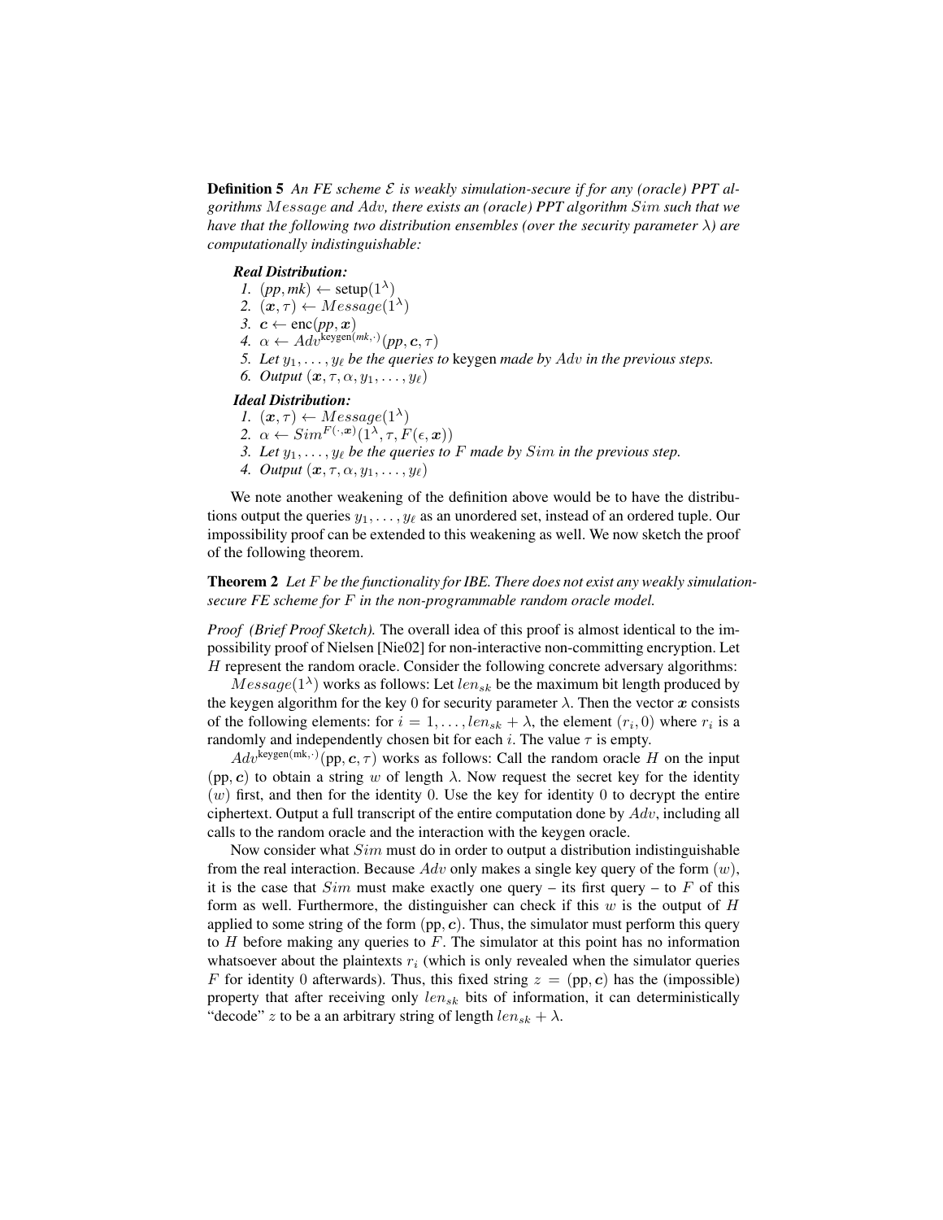**Definition 5** *An FE scheme $\mathcal{E}$ is weakly simulation-secure if for any (oracle) PPT algorithms $Message$ and $Adv$, there exists an (oracle) PPT algorithm $Sim$ such that we have that the following two distribution ensembles (over the security parameter $\lambda$) are computationally indistinguishable:*

***Real Distribution:***

1. $(pp, mk) \leftarrow \text{setup}(1^\lambda)$
2. $(\boldsymbol{x}, \tau) \leftarrow Message(1^\lambda)$
3. $\boldsymbol{c} \leftarrow \text{enc}(pp, \boldsymbol{x})$
4. $\alpha \leftarrow Adv^{\text{keygen}(mk,\cdot)}(pp, \boldsymbol{c}, \tau)$
5. *Let $y_1, \ldots, y_\ell$ be the queries to* keygen *made by $Adv$ in the previous steps.*
6. *Output $(\boldsymbol{x}, \tau, \alpha, y_1, \ldots, y_\ell)$*

***Ideal Distribution:***

1. $(\boldsymbol{x}, \tau) \leftarrow Message(1^\lambda)$
2. $\alpha \leftarrow Sim^{F(\cdot,\boldsymbol{x})}(1^\lambda, \tau, F(\epsilon, \boldsymbol{x}))$
3. *Let $y_1, \ldots, y_\ell$ be the queries to $F$ made by $Sim$ in the previous step.*
4. *Output $(\boldsymbol{x}, \tau, \alpha, y_1, \ldots, y_\ell)$*

We note another weakening of the definition above would be to have the distributions output the queries $y_1, \ldots, y_\ell$ as an unordered set, instead of an ordered tuple. Our impossibility proof can be extended to this weakening as well. We now sketch the proof of the following theorem.

**Theorem 2** *Let $F$ be the functionality for IBE. There does not exist any weakly simulation-secure FE scheme for $F$ in the non-programmable random oracle model.*

*Proof (Brief Proof Sketch).* The overall idea of this proof is almost identical to the impossibility proof of Nielsen [Nie02] for non-interactive non-committing encryption. Let $H$ represent the random oracle. Consider the following concrete adversary algorithms:

$Message(1^\lambda)$ works as follows: Let $len_{sk}$ be the maximum bit length produced by the keygen algorithm for the key 0 for security parameter $\lambda$. Then the vector $\boldsymbol{x}$ consists of the following elements: for $i = 1, \ldots, len_{sk} + \lambda$, the element $(r_i, 0)$ where $r_i$ is a randomly and independently chosen bit for each $i$. The value $\tau$ is empty.

$Adv^{\text{keygen}(\text{mk},\cdot)}(\text{pp}, \boldsymbol{c}, \tau)$ works as follows: Call the random oracle $H$ on the input $(\text{pp}, \boldsymbol{c})$ to obtain a string $w$ of length $\lambda$. Now request the secret key for the identity $(w)$ first, and then for the identity 0. Use the key for identity 0 to decrypt the entire ciphertext. Output a full transcript of the entire computation done by $Adv$, including all calls to the random oracle and the interaction with the keygen oracle.

Now consider what $Sim$ must do in order to output a distribution indistinguishable from the real interaction. Because $Adv$ only makes a single key query of the form $(w)$, it is the case that $Sim$ must make exactly one query – its first query – to $F$ of this form as well. Furthermore, the distinguisher can check if this $w$ is the output of $H$ applied to some string of the form $(\text{pp}, \boldsymbol{c})$. Thus, the simulator must perform this query to $H$ before making any queries to $F$. The simulator at this point has no information whatsoever about the plaintexts $r_i$ (which is only revealed when the simulator queries $F$ for identity 0 afterwards). Thus, this fixed string $z = (\text{pp}, \boldsymbol{c})$ has the (impossible) property that after receiving only $len_{sk}$ bits of information, it can deterministically "decode" $z$ to be a an arbitrary string of length $len_{sk} + \lambda$.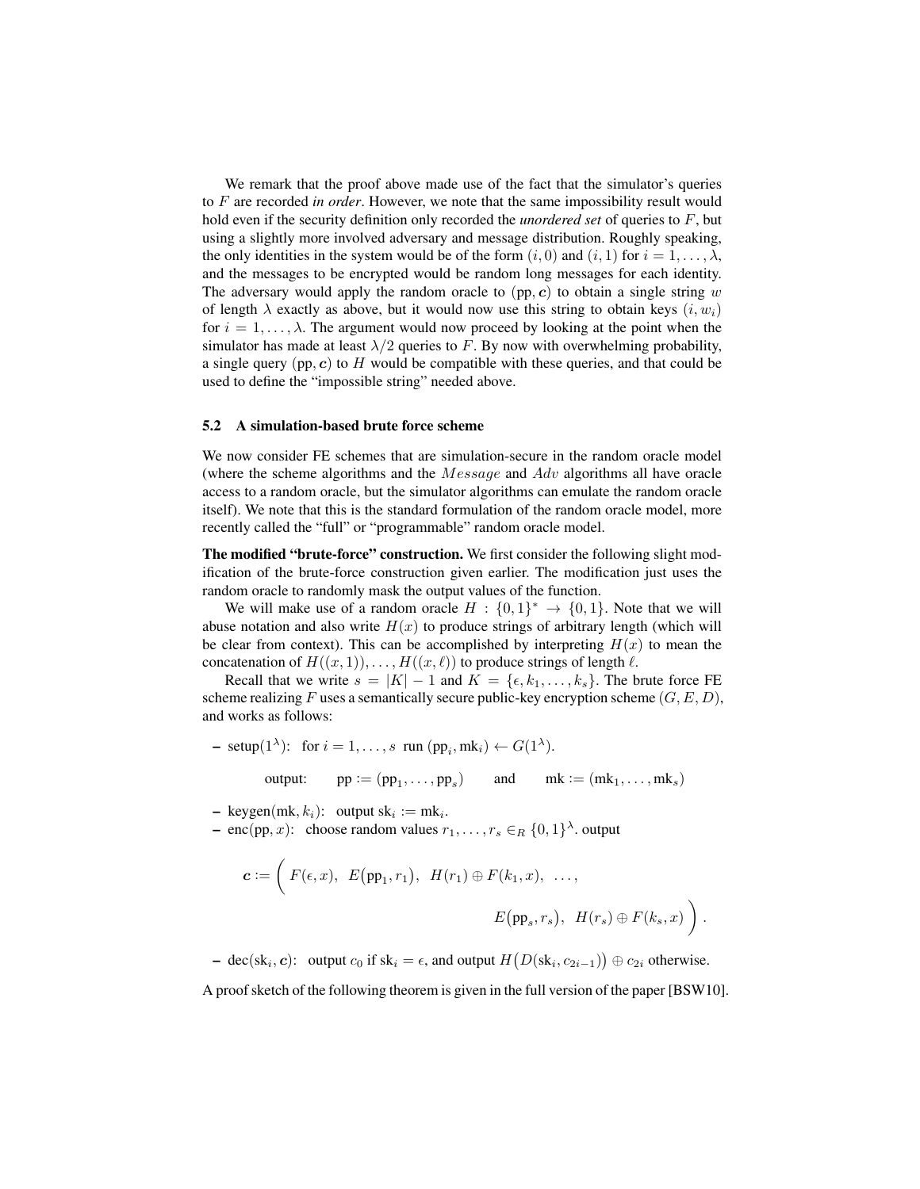We remark that the proof above made use of the fact that the simulator's queries to $F$ are recorded *in order*. However, we note that the same impossibility result would hold even if the security definition only recorded the *unordered set* of queries to $F$, but using a slightly more involved adversary and message distribution. Roughly speaking, the only identities in the system would be of the form $(i, 0)$ and $(i, 1)$ for $i = 1, \ldots, \lambda$, and the messages to be encrypted would be random long messages for each identity. The adversary would apply the random oracle to $(\mathrm{pp}, \boldsymbol{c})$ to obtain a single string $w$ of length $\lambda$ exactly as above, but it would now use this string to obtain keys $(i, w_i)$ for $i = 1, \ldots, \lambda$. The argument would now proceed by looking at the point when the simulator has made at least $\lambda/2$ queries to $F$. By now with overwhelming probability, a single query $(\mathrm{pp}, \boldsymbol{c})$ to $H$ would be compatible with these queries, and that could be used to define the "impossible string" needed above.

### 5.2 A simulation-based brute force scheme

We now consider FE schemes that are simulation-secure in the random oracle model (where the scheme algorithms and the *Message* and *Adv* algorithms all have oracle access to a random oracle, but the simulator algorithms can emulate the random oracle itself). We note that this is the standard formulation of the random oracle model, more recently called the "full" or "programmable" random oracle model.

**The modified "brute-force" construction.** We first consider the following slight modification of the brute-force construction given earlier. The modification just uses the random oracle to randomly mask the output values of the function.

We will make use of a random oracle $H : \{0,1\}^* \to \{0,1\}$. Note that we will abuse notation and also write $H(x)$ to produce strings of arbitrary length (which will be clear from context). This can be accomplished by interpreting $H(x)$ to mean the concatenation of $H((x, 1)), \ldots, H((x, \ell))$ to produce strings of length $\ell$.

Recall that we write $s = |K| - 1$ and $K = \{\epsilon, k_1, \ldots, k_s\}$. The brute force FE scheme realizing $F$ uses a semantically secure public-key encryption scheme $(G, E, D)$, and works as follows:

- $\mathrm{setup}(1^\lambda)$: for $i = 1, \ldots, s$ run $(\mathrm{pp}_i, \mathrm{mk}_i) \leftarrow G(1^\lambda)$.

  output: $\quad \mathrm{pp} := (\mathrm{pp}_1, \ldots, \mathrm{pp}_s) \quad$ and $\quad \mathrm{mk} := (\mathrm{mk}_1, \ldots, \mathrm{mk}_s)$

- $\mathrm{keygen}(\mathrm{mk}, k_i)$: output $\mathrm{sk}_i := \mathrm{mk}_i$.
- $\mathrm{enc}(\mathrm{pp}, x)$: choose random values $r_1, \ldots, r_s \in_R \{0,1\}^\lambda$. output

$$\boldsymbol{c} := \Big( F(\epsilon, x),\ E\big(\mathrm{pp}_1, r_1\big),\ H(r_1) \oplus F(k_1, x),\ \ldots,\ E\big(\mathrm{pp}_s, r_s\big),\ H(r_s) \oplus F(k_s, x) \Big).$$

- $\mathrm{dec}(\mathrm{sk}_i, \boldsymbol{c})$: output $c_0$ if $\mathrm{sk}_i = \epsilon$, and output $H\big(D(\mathrm{sk}_i, c_{2i-1})\big) \oplus c_{2i}$ otherwise.

A proof sketch of the following theorem is given in the full version of the paper [BSW10].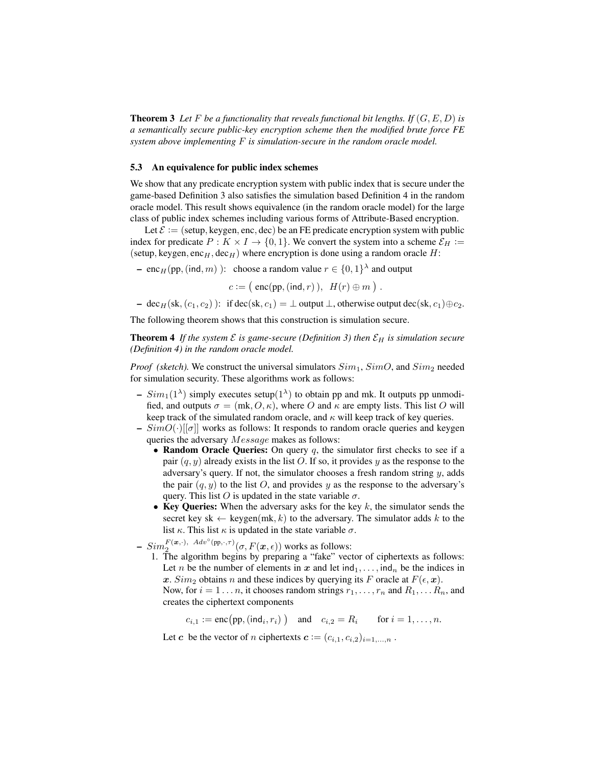**Theorem 3** *Let $F$ be a functionality that reveals functional bit lengths. If $(G, E, D)$ is a semantically secure public-key encryption scheme then the modified brute force FE system above implementing $F$ is simulation-secure in the random oracle model.*

### 5.3 An equivalence for public index schemes

We show that any predicate encryption system with public index that is secure under the game-based Definition 3 also satisfies the simulation based Definition 4 in the random oracle model. This result shows equivalence (in the random oracle model) for the large class of public index schemes including various forms of Attribute-Based encryption.

Let $\mathcal{E} := (\text{setup}, \text{keygen}, \text{enc}, \text{dec})$ be an FE predicate encryption system with public index for predicate $P : K \times I \to \{0, 1\}$. We convert the system into a scheme $\mathcal{E}_H := (\text{setup}, \text{keygen}, \text{enc}_H, \text{dec}_H)$ where encryption is done using a random oracle $H$:

- $\text{enc}_H(\text{pp}, (\mathsf{ind}, m))$: choose a random value $r \in \{0, 1\}^\lambda$ and output

$$c := \big( \text{enc}(\text{pp}, (\mathsf{ind}, r)),\ \ H(r) \oplus m \big) .$$

- $\text{dec}_H(\text{sk}, (c_1, c_2))$: if $\text{dec}(\text{sk}, c_1) = \perp$ output $\perp$, otherwise output $\text{dec}(\text{sk}, c_1) \oplus c_2$.

The following theorem shows that this construction is simulation secure.

**Theorem 4** *If the system $\mathcal{E}$ is game-secure (Definition 3) then $\mathcal{E}_H$ is simulation secure (Definition 4) in the random oracle model.*

*Proof (sketch).* We construct the universal simulators $Sim_1$, $SimO$, and $Sim_2$ needed for simulation security. These algorithms work as follows:

- $Sim_1(1^\lambda)$ simply executes $\text{setup}(1^\lambda)$ to obtain pp and mk. It outputs pp unmodified, and outputs $\sigma = (\text{mk}, O, \kappa)$, where $O$ and $\kappa$ are empty lists. This list $O$ will keep track of the simulated random oracle, and $\kappa$ will keep track of key queries.
- $SimO(\cdot)[[\sigma]]$ works as follows: It responds to random oracle queries and keygen queries the adversary $Message$ makes as follows:
  - **Random Oracle Queries:** On query $q$, the simulator first checks to see if a pair $(q, y)$ already exists in the list $O$. If so, it provides $y$ as the response to the adversary's query. If not, the simulator chooses a fresh random string $y$, adds the pair $(q, y)$ to the list $O$, and provides $y$ as the response to the adversary's query. This list $O$ is updated in the state variable $\sigma$.
  - **Key Queries:** When the adversary asks for the key $k$, the simulator sends the secret key $\text{sk} \leftarrow \text{keygen}(\text{mk}, k)$ to the adversary. The simulator adds $k$ to the list $\kappa$. This list $\kappa$ is updated in the state variable $\sigma$.
- $Sim_2^{F(\boldsymbol{x},\cdot),\ Adv^{\circ}(\text{pp},\cdot,\tau)}(\sigma, F(\boldsymbol{x}, \epsilon))$ works as follows:
  1. The algorithm begins by preparing a "fake" vector of ciphertexts as follows: Let $n$ be the number of elements in $\boldsymbol{x}$ and let $\mathsf{ind}_1, \ldots, \mathsf{ind}_n$ be the indices in $\boldsymbol{x}$. $Sim_2$ obtains $n$ and these indices by querying its $F$ oracle at $F(\epsilon, \boldsymbol{x})$.
     Now, for $i = 1 \ldots n$, it chooses random strings $r_1, \ldots, r_n$ and $R_1, \ldots R_n$, and creates the ciphertext components

     $$c_{i,1} := \text{enc}\big(\text{pp}, (\mathsf{ind}_i, r_i)\big) \quad \text{and} \quad c_{i,2} = R_i \qquad \text{for } i = 1, \ldots, n.$$

     Let $\boldsymbol{c}$ be the vector of $n$ ciphertexts $\boldsymbol{c} := (c_{i,1}, c_{i,2})_{i=1,\ldots,n}$ .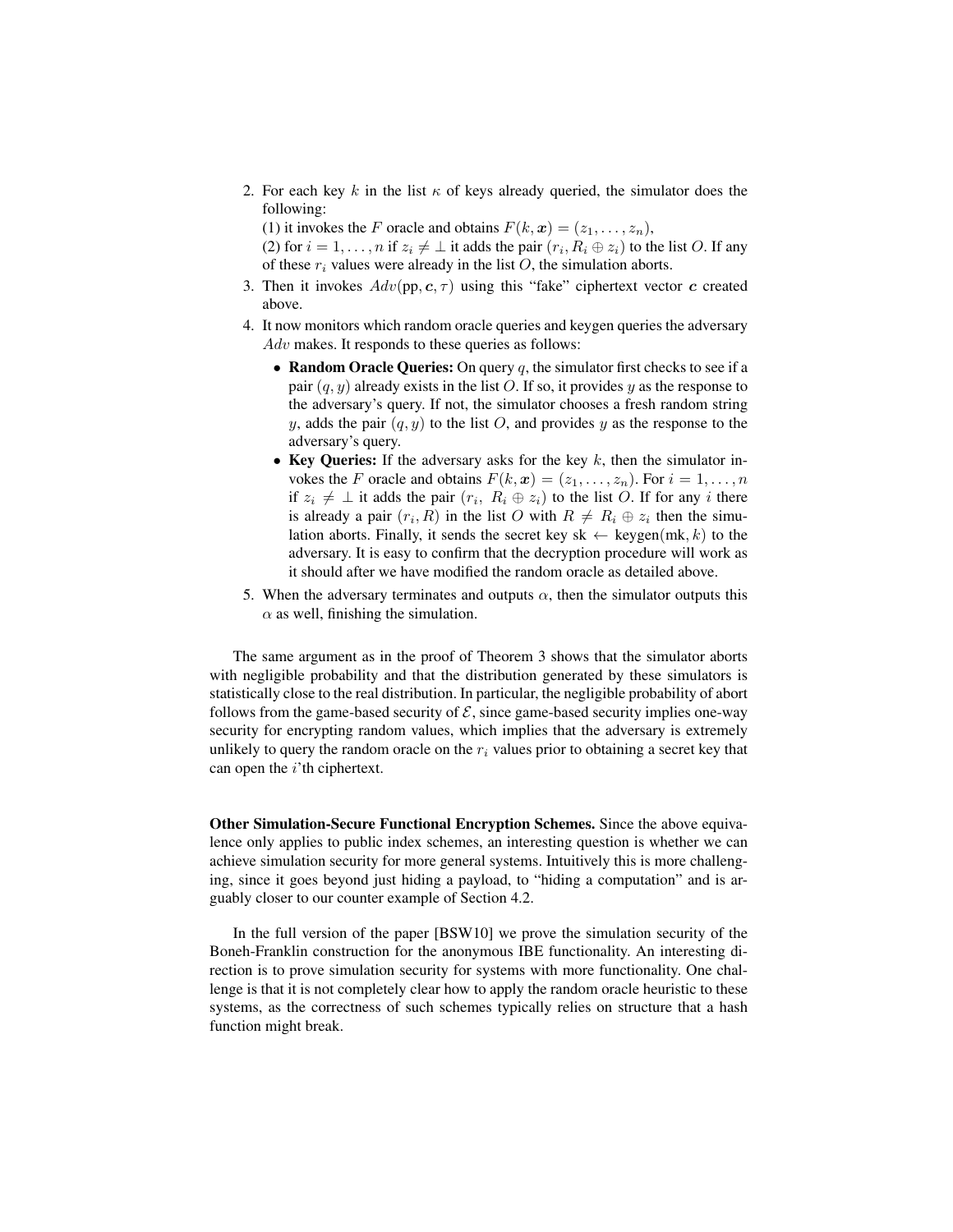2. For each key $k$ in the list $\kappa$ of keys already queried, the simulator does the following:
   (1) it invokes the $F$ oracle and obtains $F(k, \boldsymbol{x}) = (z_1, \ldots, z_n)$,
   (2) for $i = 1, \ldots, n$ if $z_i \neq \perp$ it adds the pair $(r_i, R_i \oplus z_i)$ to the list $O$. If any of these $r_i$ values were already in the list $O$, the simulation aborts.
3. Then it invokes $Adv(\text{pp}, \boldsymbol{c}, \tau)$ using this "fake" ciphertext vector $\boldsymbol{c}$ created above.
4. It now monitors which random oracle queries and keygen queries the adversary $Adv$ makes. It responds to these queries as follows:
   - **Random Oracle Queries:** On query $q$, the simulator first checks to see if a pair $(q, y)$ already exists in the list $O$. If so, it provides $y$ as the response to the adversary's query. If not, the simulator chooses a fresh random string $y$, adds the pair $(q, y)$ to the list $O$, and provides $y$ as the response to the adversary's query.
   - **Key Queries:** If the adversary asks for the key $k$, then the simulator invokes the $F$ oracle and obtains $F(k, \boldsymbol{x}) = (z_1, \ldots, z_n)$. For $i = 1, \ldots, n$ if $z_i \neq \perp$ it adds the pair $(r_i,\ R_i \oplus z_i)$ to the list $O$. If for any $i$ there is already a pair $(r_i, R)$ in the list $O$ with $R \neq R_i \oplus z_i$ then the simulation aborts. Finally, it sends the secret key $\text{sk} \leftarrow \text{keygen}(\text{mk}, k)$ to the adversary. It is easy to confirm that the decryption procedure will work as it should after we have modified the random oracle as detailed above.
5. When the adversary terminates and outputs $\alpha$, then the simulator outputs this $\alpha$ as well, finishing the simulation.

The same argument as in the proof of Theorem 3 shows that the simulator aborts with negligible probability and that the distribution generated by these simulators is statistically close to the real distribution. In particular, the negligible probability of abort follows from the game-based security of $\mathcal{E}$, since game-based security implies one-way security for encrypting random values, which implies that the adversary is extremely unlikely to query the random oracle on the $r_i$ values prior to obtaining a secret key that can open the $i$'th ciphertext.

**Other Simulation-Secure Functional Encryption Schemes.** Since the above equivalence only applies to public index schemes, an interesting question is whether we can achieve simulation security for more general systems. Intuitively this is more challenging, since it goes beyond just hiding a payload, to "hiding a computation" and is arguably closer to our counter example of Section 4.2.

In the full version of the paper [BSW10] we prove the simulation security of the Boneh-Franklin construction for the anonymous IBE functionality. An interesting direction is to prove simulation security for systems with more functionality. One challenge is that it is not completely clear how to apply the random oracle heuristic to these systems, as the correctness of such schemes typically relies on structure that a hash function might break.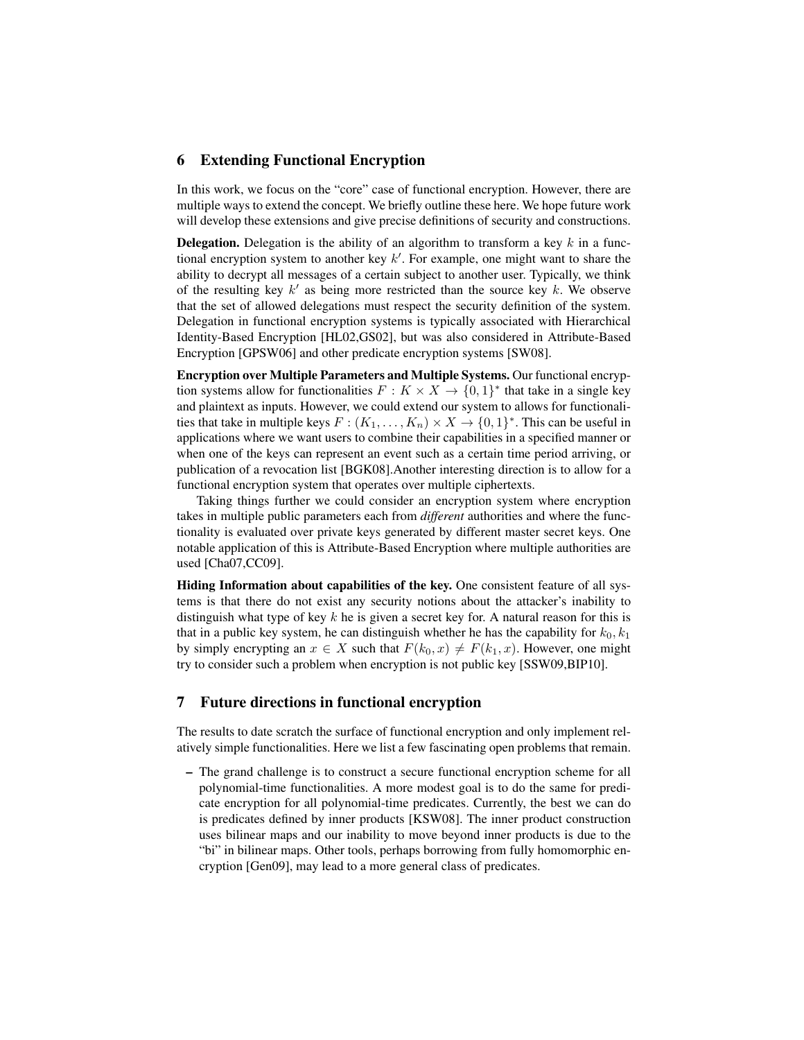## 6 Extending Functional Encryption

In this work, we focus on the "core" case of functional encryption. However, there are multiple ways to extend the concept. We briefly outline these here. We hope future work will develop these extensions and give precise definitions of security and constructions.

**Delegation.** Delegation is the ability of an algorithm to transform a key $k$ in a functional encryption system to another key $k'$. For example, one might want to share the ability to decrypt all messages of a certain subject to another user. Typically, we think of the resulting key $k'$ as being more restricted than the source key $k$. We observe that the set of allowed delegations must respect the security definition of the system. Delegation in functional encryption systems is typically associated with Hierarchical Identity-Based Encryption [HL02,GS02], but was also considered in Attribute-Based Encryption [GPSW06] and other predicate encryption systems [SW08].

**Encryption over Multiple Parameters and Multiple Systems.** Our functional encryption systems allow for functionalities $F : K \times X \rightarrow \{0,1\}^*$ that take in a single key and plaintext as inputs. However, we could extend our system to allows for functionalities that take in multiple keys $F : (K_1, \ldots, K_n) \times X \rightarrow \{0,1\}^*$. This can be useful in applications where we want users to combine their capabilities in a specified manner or when one of the keys can represent an event such as a certain time period arriving, or publication of a revocation list [BGK08].Another interesting direction is to allow for a functional encryption system that operates over multiple ciphertexts.

Taking things further we could consider an encryption system where encryption takes in multiple public parameters each from *different* authorities and where the functionality is evaluated over private keys generated by different master secret keys. One notable application of this is Attribute-Based Encryption where multiple authorities are used [Cha07,CC09].

**Hiding Information about capabilities of the key.** One consistent feature of all systems is that there do not exist any security notions about the attacker's inability to distinguish what type of key $k$ he is given a secret key for. A natural reason for this is that in a public key system, he can distinguish whether he has the capability for $k_0, k_1$ by simply encrypting an $x \in X$ such that $F(k_0, x) \neq F(k_1, x)$. However, one might try to consider such a problem when encryption is not public key [SSW09,BIP10].

## 7 Future directions in functional encryption

The results to date scratch the surface of functional encryption and only implement relatively simple functionalities. Here we list a few fascinating open problems that remain.

- The grand challenge is to construct a secure functional encryption scheme for all polynomial-time functionalities. A more modest goal is to do the same for predicate encryption for all polynomial-time predicates. Currently, the best we can do is predicates defined by inner products [KSW08]. The inner product construction uses bilinear maps and our inability to move beyond inner products is due to the "bi" in bilinear maps. Other tools, perhaps borrowing from fully homomorphic encryption [Gen09], may lead to a more general class of predicates.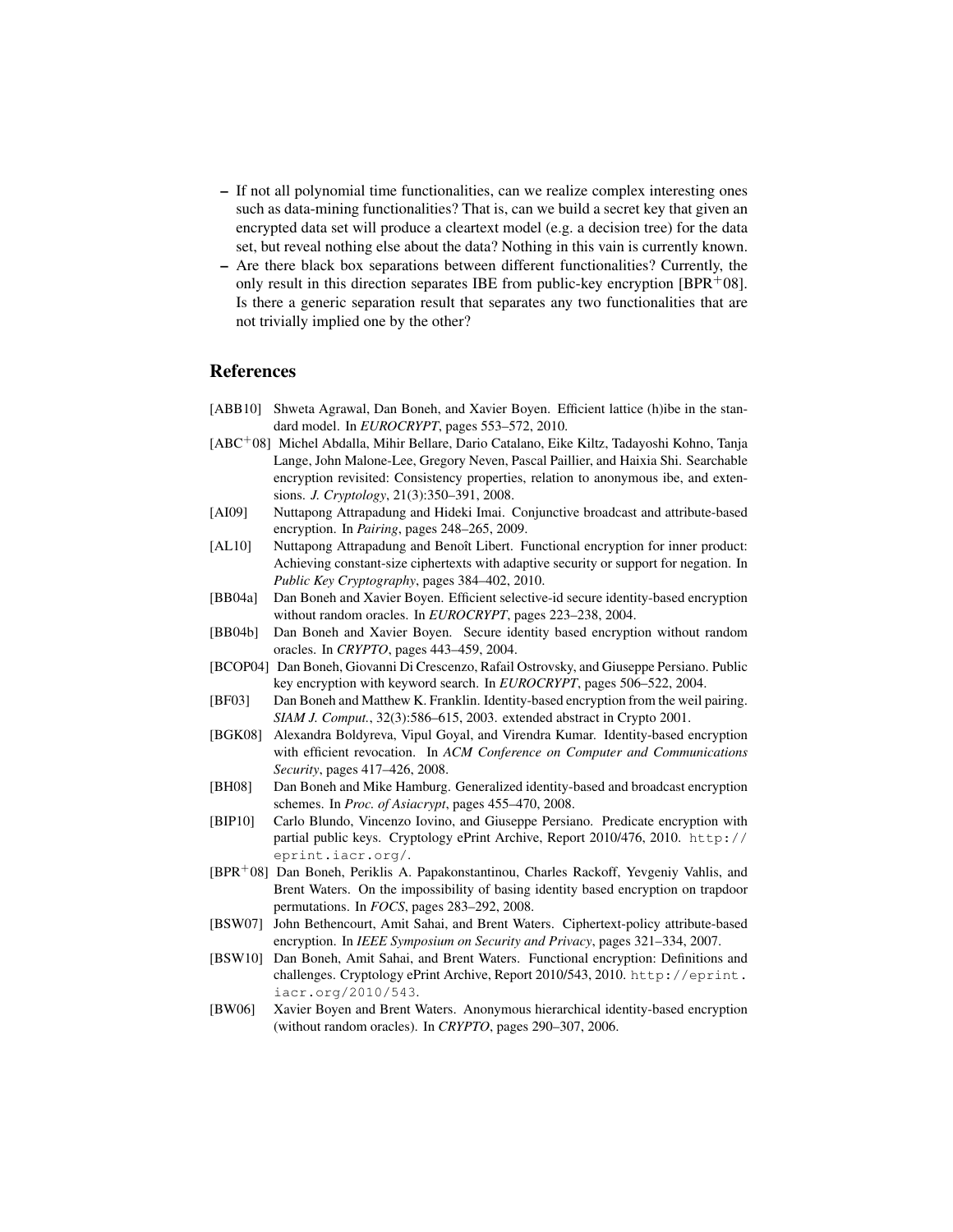– If not all polynomial time functionalities, can we realize complex interesting ones such as data-mining functionalities? That is, can we build a secret key that given an encrypted data set will produce a cleartext model (e.g. a decision tree) for the data set, but reveal nothing else about the data? Nothing in this vain is currently known.
– Are there black box separations between different functionalities? Currently, the only result in this direction separates IBE from public-key encryption [BPR+08]. Is there a generic separation result that separates any two functionalities that are not trivially implied one by the other?

## References

[ABB10] Shweta Agrawal, Dan Boneh, and Xavier Boyen. Efficient lattice (h)ibe in the standard model. In *EUROCRYPT*, pages 553–572, 2010.

[ABC+08] Michel Abdalla, Mihir Bellare, Dario Catalano, Eike Kiltz, Tadayoshi Kohno, Tanja Lange, John Malone-Lee, Gregory Neven, Pascal Paillier, and Haixia Shi. Searchable encryption revisited: Consistency properties, relation to anonymous ibe, and extensions. *J. Cryptology*, 21(3):350–391, 2008.

[AI09] Nuttapong Attrapadung and Hideki Imai. Conjunctive broadcast and attribute-based encryption. In *Pairing*, pages 248–265, 2009.

[AL10] Nuttapong Attrapadung and Benoît Libert. Functional encryption for inner product: Achieving constant-size ciphertexts with adaptive security or support for negation. In *Public Key Cryptography*, pages 384–402, 2010.

[BB04a] Dan Boneh and Xavier Boyen. Efficient selective-id secure identity-based encryption without random oracles. In *EUROCRYPT*, pages 223–238, 2004.

[BB04b] Dan Boneh and Xavier Boyen. Secure identity based encryption without random oracles. In *CRYPTO*, pages 443–459, 2004.

[BCOP04] Dan Boneh, Giovanni Di Crescenzo, Rafail Ostrovsky, and Giuseppe Persiano. Public key encryption with keyword search. In *EUROCRYPT*, pages 506–522, 2004.

[BF03] Dan Boneh and Matthew K. Franklin. Identity-based encryption from the weil pairing. *SIAM J. Comput.*, 32(3):586–615, 2003. extended abstract in Crypto 2001.

[BGK08] Alexandra Boldyreva, Vipul Goyal, and Virendra Kumar. Identity-based encryption with efficient revocation. In *ACM Conference on Computer and Communications Security*, pages 417–426, 2008.

[BH08] Dan Boneh and Mike Hamburg. Generalized identity-based and broadcast encryption schemes. In *Proc. of Asiacrypt*, pages 455–470, 2008.

[BIP10] Carlo Blundo, Vincenzo Iovino, and Giuseppe Persiano. Predicate encryption with partial public keys. Cryptology ePrint Archive, Report 2010/476, 2010. `http://eprint.iacr.org/`.

[BPR+08] Dan Boneh, Periklis A. Papakonstantinou, Charles Rackoff, Yevgeniy Vahlis, and Brent Waters. On the impossibility of basing identity based encryption on trapdoor permutations. In *FOCS*, pages 283–292, 2008.

[BSW07] John Bethencourt, Amit Sahai, and Brent Waters. Ciphertext-policy attribute-based encryption. In *IEEE Symposium on Security and Privacy*, pages 321–334, 2007.

[BSW10] Dan Boneh, Amit Sahai, and Brent Waters. Functional encryption: Definitions and challenges. Cryptology ePrint Archive, Report 2010/543, 2010. `http://eprint.iacr.org/2010/543`.

[BW06] Xavier Boyen and Brent Waters. Anonymous hierarchical identity-based encryption (without random oracles). In *CRYPTO*, pages 290–307, 2006.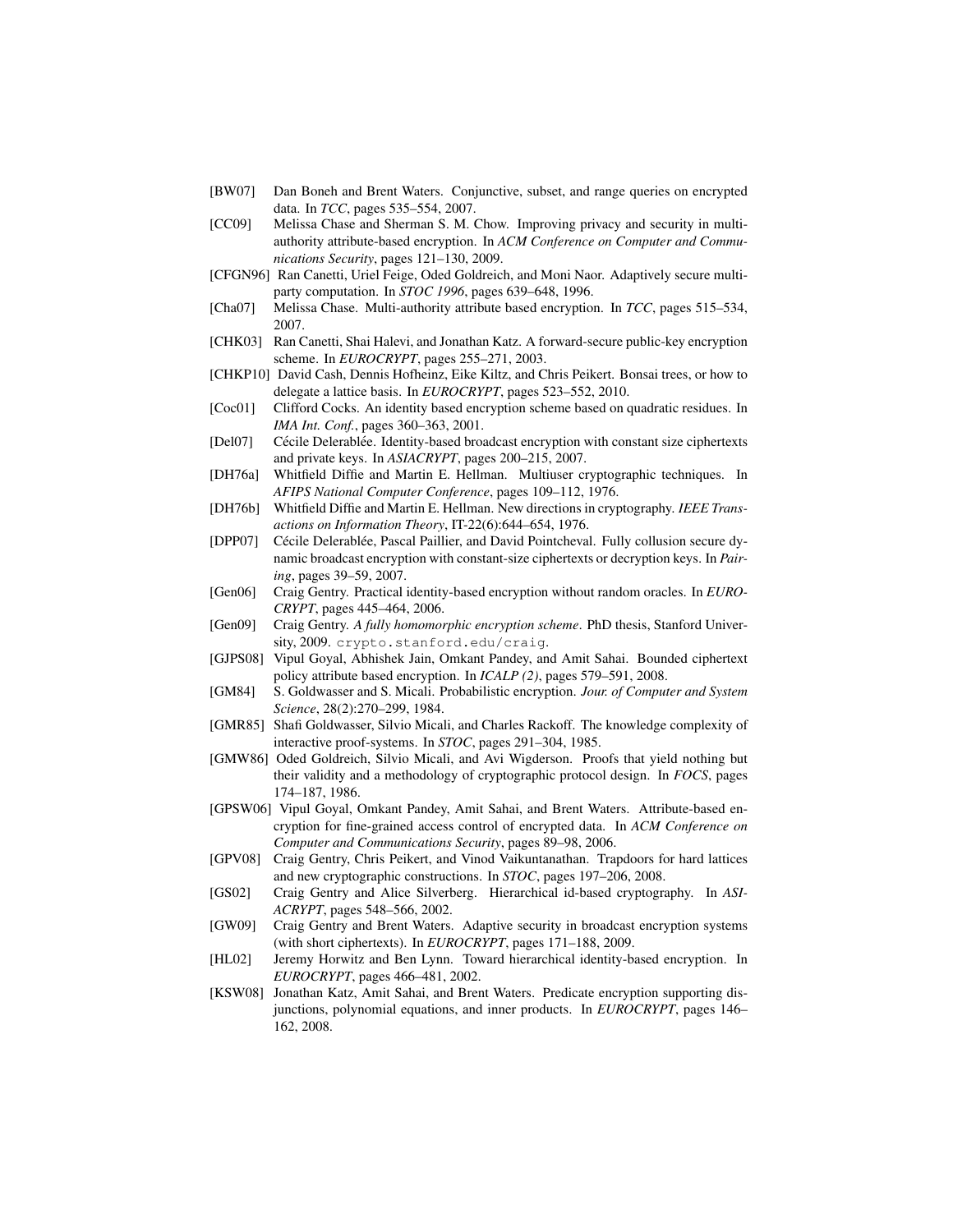- [BW07] Dan Boneh and Brent Waters. Conjunctive, subset, and range queries on encrypted data. In *TCC*, pages 535–554, 2007.
- [CC09] Melissa Chase and Sherman S. M. Chow. Improving privacy and security in multi-authority attribute-based encryption. In *ACM Conference on Computer and Communications Security*, pages 121–130, 2009.
- [CFGN96] Ran Canetti, Uriel Feige, Oded Goldreich, and Moni Naor. Adaptively secure multi-party computation. In *STOC 1996*, pages 639–648, 1996.
- [Cha07] Melissa Chase. Multi-authority attribute based encryption. In *TCC*, pages 515–534, 2007.
- [CHK03] Ran Canetti, Shai Halevi, and Jonathan Katz. A forward-secure public-key encryption scheme. In *EUROCRYPT*, pages 255–271, 2003.
- [CHKP10] David Cash, Dennis Hofheinz, Eike Kiltz, and Chris Peikert. Bonsai trees, or how to delegate a lattice basis. In *EUROCRYPT*, pages 523–552, 2010.
- [Coc01] Clifford Cocks. An identity based encryption scheme based on quadratic residues. In *IMA Int. Conf.*, pages 360–363, 2001.
- [Del07] Cécile Delerablée. Identity-based broadcast encryption with constant size ciphertexts and private keys. In *ASIACRYPT*, pages 200–215, 2007.
- [DH76a] Whitfield Diffie and Martin E. Hellman. Multiuser cryptographic techniques. In *AFIPS National Computer Conference*, pages 109–112, 1976.
- [DH76b] Whitfield Diffie and Martin E. Hellman. New directions in cryptography. *IEEE Transactions on Information Theory*, IT-22(6):644–654, 1976.
- [DPP07] Cécile Delerablée, Pascal Paillier, and David Pointcheval. Fully collusion secure dynamic broadcast encryption with constant-size ciphertexts or decryption keys. In *Pairing*, pages 39–59, 2007.
- [Gen06] Craig Gentry. Practical identity-based encryption without random oracles. In *EUROCRYPT*, pages 445–464, 2006.
- [Gen09] Craig Gentry. *A fully homomorphic encryption scheme*. PhD thesis, Stanford University, 2009. `crypto.stanford.edu/craig`.
- [GJPS08] Vipul Goyal, Abhishek Jain, Omkant Pandey, and Amit Sahai. Bounded ciphertext policy attribute based encryption. In *ICALP (2)*, pages 579–591, 2008.
- [GM84] S. Goldwasser and S. Micali. Probabilistic encryption. *Jour. of Computer and System Science*, 28(2):270–299, 1984.
- [GMR85] Shafi Goldwasser, Silvio Micali, and Charles Rackoff. The knowledge complexity of interactive proof-systems. In *STOC*, pages 291–304, 1985.
- [GMW86] Oded Goldreich, Silvio Micali, and Avi Wigderson. Proofs that yield nothing but their validity and a methodology of cryptographic protocol design. In *FOCS*, pages 174–187, 1986.
- [GPSW06] Vipul Goyal, Omkant Pandey, Amit Sahai, and Brent Waters. Attribute-based encryption for fine-grained access control of encrypted data. In *ACM Conference on Computer and Communications Security*, pages 89–98, 2006.
- [GPV08] Craig Gentry, Chris Peikert, and Vinod Vaikuntanathan. Trapdoors for hard lattices and new cryptographic constructions. In *STOC*, pages 197–206, 2008.
- [GS02] Craig Gentry and Alice Silverberg. Hierarchical id-based cryptography. In *ASIACRYPT*, pages 548–566, 2002.
- [GW09] Craig Gentry and Brent Waters. Adaptive security in broadcast encryption systems (with short ciphertexts). In *EUROCRYPT*, pages 171–188, 2009.
- [HL02] Jeremy Horwitz and Ben Lynn. Toward hierarchical identity-based encryption. In *EUROCRYPT*, pages 466–481, 2002.
- [KSW08] Jonathan Katz, Amit Sahai, and Brent Waters. Predicate encryption supporting disjunctions, polynomial equations, and inner products. In *EUROCRYPT*, pages 146–162, 2008.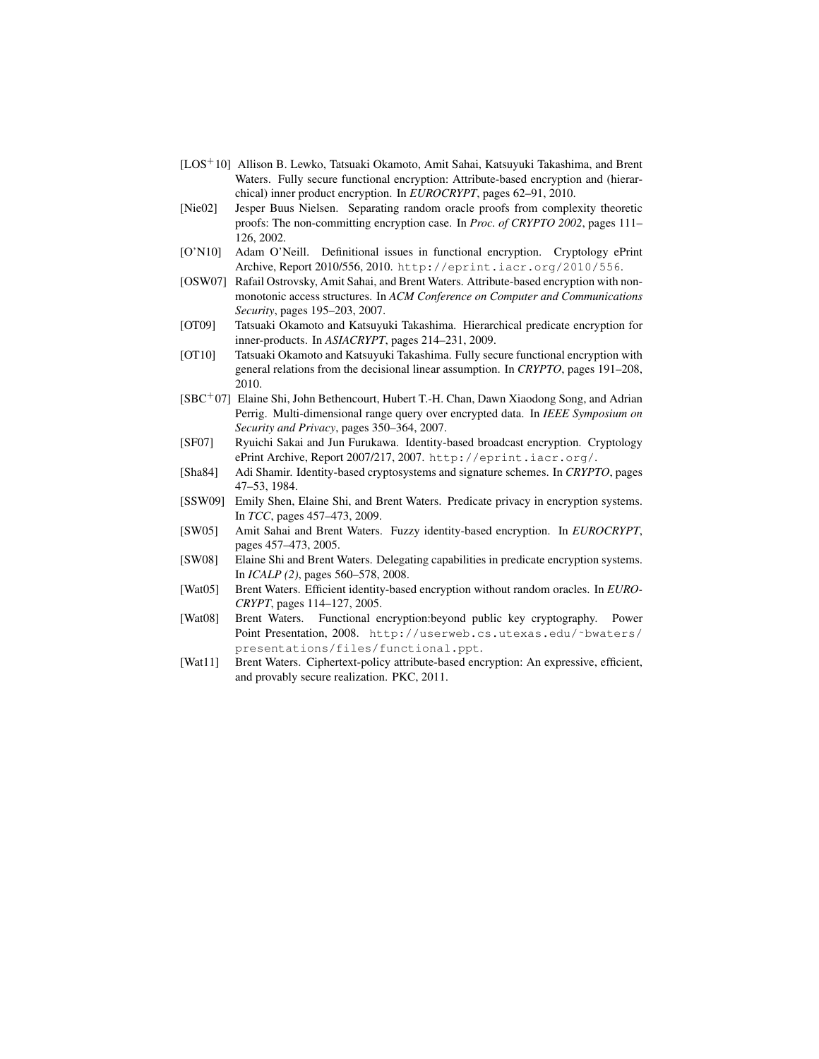[LOS+10] Allison B. Lewko, Tatsuaki Okamoto, Amit Sahai, Katsuyuki Takashima, and Brent Waters. Fully secure functional encryption: Attribute-based encryption and (hierarchical) inner product encryption. In *EUROCRYPT*, pages 62–91, 2010.

[Nie02] Jesper Buus Nielsen. Separating random oracle proofs from complexity theoretic proofs: The non-committing encryption case. In *Proc. of CRYPTO 2002*, pages 111–126, 2002.

[O'N10] Adam O'Neill. Definitional issues in functional encryption. Cryptology ePrint Archive, Report 2010/556, 2010. `http://eprint.iacr.org/2010/556`.

[OSW07] Rafail Ostrovsky, Amit Sahai, and Brent Waters. Attribute-based encryption with non-monotonic access structures. In *ACM Conference on Computer and Communications Security*, pages 195–203, 2007.

[OT09] Tatsuaki Okamoto and Katsuyuki Takashima. Hierarchical predicate encryption for inner-products. In *ASIACRYPT*, pages 214–231, 2009.

[OT10] Tatsuaki Okamoto and Katsuyuki Takashima. Fully secure functional encryption with general relations from the decisional linear assumption. In *CRYPTO*, pages 191–208, 2010.

[SBC+07] Elaine Shi, John Bethencourt, Hubert T.-H. Chan, Dawn Xiaodong Song, and Adrian Perrig. Multi-dimensional range query over encrypted data. In *IEEE Symposium on Security and Privacy*, pages 350–364, 2007.

[SF07] Ryuichi Sakai and Jun Furukawa. Identity-based broadcast encryption. Cryptology ePrint Archive, Report 2007/217, 2007. `http://eprint.iacr.org/`.

[Sha84] Adi Shamir. Identity-based cryptosystems and signature schemes. In *CRYPTO*, pages 47–53, 1984.

[SSW09] Emily Shen, Elaine Shi, and Brent Waters. Predicate privacy in encryption systems. In *TCC*, pages 457–473, 2009.

[SW05] Amit Sahai and Brent Waters. Fuzzy identity-based encryption. In *EUROCRYPT*, pages 457–473, 2005.

[SW08] Elaine Shi and Brent Waters. Delegating capabilities in predicate encryption systems. In *ICALP (2)*, pages 560–578, 2008.

[Wat05] Brent Waters. Efficient identity-based encryption without random oracles. In *EUROCRYPT*, pages 114–127, 2005.

[Wat08] Brent Waters. Functional encryption:beyond public key cryptography. Power Point Presentation, 2008. `http://userweb.cs.utexas.edu/~bwaters/presentations/files/functional.ppt`.

[Wat11] Brent Waters. Ciphertext-policy attribute-based encryption: An expressive, efficient, and provably secure realization. PKC, 2011.